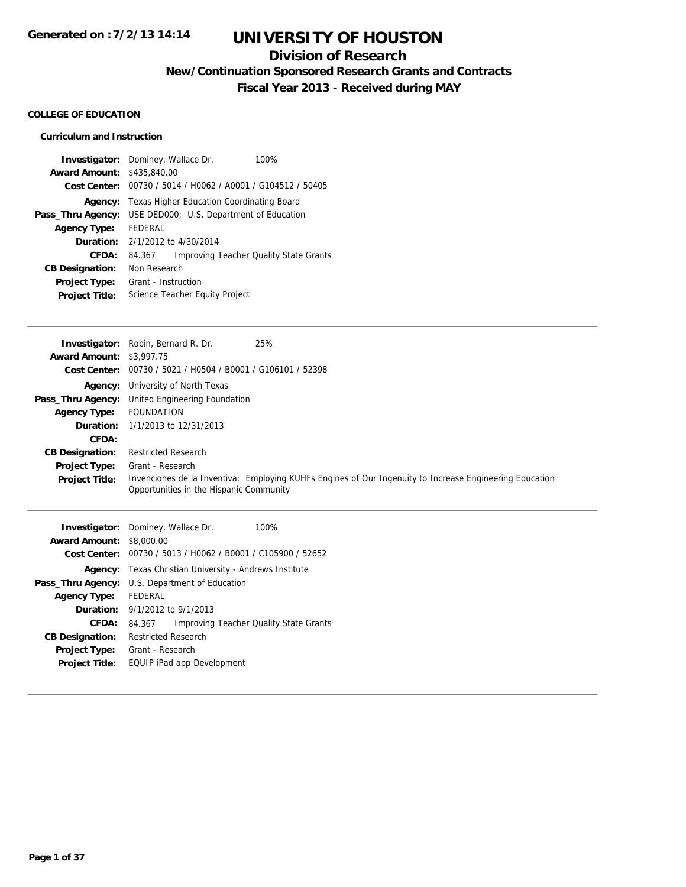# UNIVERSITY OF HOUSTON

## Division of Research

### New/Continuation Sponsored Research Grants and Contracts

### Fiscal Year 2013 - Received during MAY

Generated on : 7/2/13 14:14

**COLLEGE OF EDUCATION**

**Curriculum and Instruction**

**Investigator:** Dominey, Wallace Dr. 100%
**Award Amount:** $435,840.00
**Cost Center:** 00730 / 5014 / H0062 / A0001 / G104512 / 50405
**Agency:** Texas Higher Education Coordinating Board
**Pass_Thru Agency:** USE DED000; U.S. Department of Education
**Agency Type:** FEDERAL
**Duration:** 2/1/2012 to 4/30/2014
**CFDA:** 84.367 Improving Teacher Quality State Grants
**CB Designation:** Non Research
**Project Type:** Grant - Instruction
**Project Title:** Science Teacher Equity Project

---

**Investigator:** Robin, Bernard R. Dr. 25%
**Award Amount:** $3,997.75
**Cost Center:** 00730 / 5021 / H0504 / B0001 / G106101 / 52398
**Agency:** University of North Texas
**Pass_Thru Agency:** United Engineering Foundation
**Agency Type:** FOUNDATION
**Duration:** 1/1/2013 to 12/31/2013
**CFDA:**
**CB Designation:** Restricted Research
**Project Type:** Grant - Research
**Project Title:** Invenciones de la Inventiva: Employing KUHFs Engines of Our Ingenuity to Increase Engineering Education Opportunities in the Hispanic Community

---

**Investigator:** Dominey, Wallace Dr. 100%
**Award Amount:** $8,000.00
**Cost Center:** 00730 / 5013 / H0062 / B0001 / C105900 / 52652
**Agency:** Texas Christian University - Andrews Institute
**Pass_Thru Agency:** U.S. Department of Education
**Agency Type:** FEDERAL
**Duration:** 9/1/2012 to 9/1/2013
**CFDA:** 84.367 Improving Teacher Quality State Grants
**CB Designation:** Restricted Research
**Project Type:** Grant - Research
**Project Title:** EQUIP iPad app Development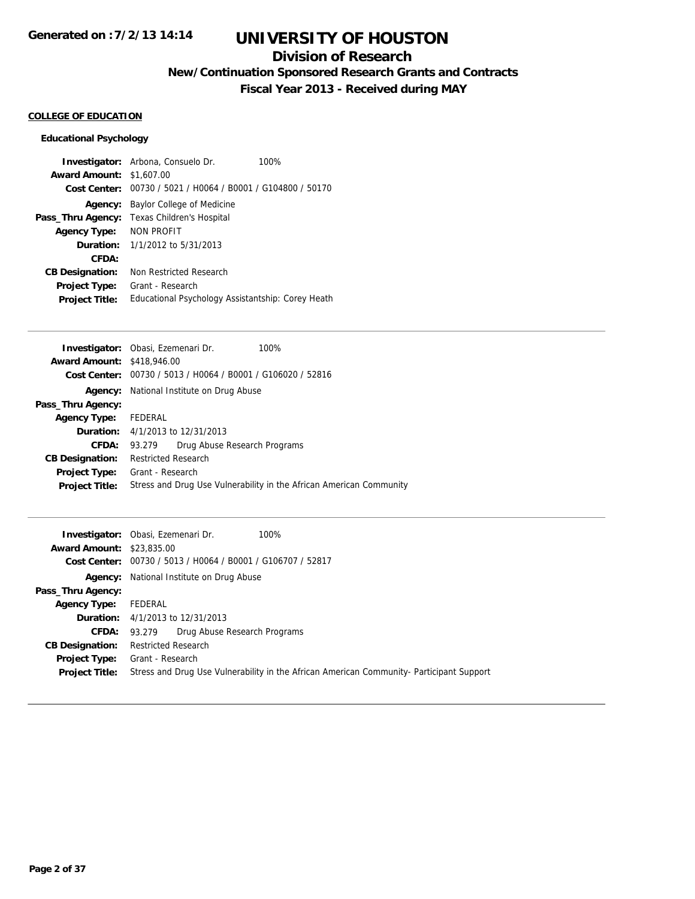# UNIVERSITY OF HOUSTON

## Division of Research

### New/Continuation Sponsored Research Grants and Contracts

### Fiscal Year 2013 - Received during MAY

**COLLEGE OF EDUCATION**

**Educational Psychology**

| | |
|---|---|
| **Investigator:** | Arbona, Consuelo Dr. 100% |
| **Award Amount:** | $1,607.00 |
| **Cost Center:** | 00730 / 5021 / H0064 / B0001 / G104800 / 50170 |
| **Agency:** | Baylor College of Medicine |
| **Pass_Thru Agency:** | Texas Children's Hospital |
| **Agency Type:** | NON PROFIT |
| **Duration:** | 1/1/2012 to 5/31/2013 |
| **CFDA:** | |
| **CB Designation:** | Non Restricted Research |
| **Project Type:** | Grant - Research |
| **Project Title:** | Educational Psychology Assistantship: Corey Heath |

---

| | |
|---|---|
| **Investigator:** | Obasi, Ezemenari Dr. 100% |
| **Award Amount:** | $418,946.00 |
| **Cost Center:** | 00730 / 5013 / H0064 / B0001 / G106020 / 52816 |
| **Agency:** | National Institute on Drug Abuse |
| **Pass_Thru Agency:** | |
| **Agency Type:** | FEDERAL |
| **Duration:** | 4/1/2013 to 12/31/2013 |
| **CFDA:** | 93.279 Drug Abuse Research Programs |
| **CB Designation:** | Restricted Research |
| **Project Type:** | Grant - Research |
| **Project Title:** | Stress and Drug Use Vulnerability in the African American Community |

---

| | |
|---|---|
| **Investigator:** | Obasi, Ezemenari Dr. 100% |
| **Award Amount:** | $23,835.00 |
| **Cost Center:** | 00730 / 5013 / H0064 / B0001 / G106707 / 52817 |
| **Agency:** | National Institute on Drug Abuse |
| **Pass_Thru Agency:** | |
| **Agency Type:** | FEDERAL |
| **Duration:** | 4/1/2013 to 12/31/2013 |
| **CFDA:** | 93.279 Drug Abuse Research Programs |
| **CB Designation:** | Restricted Research |
| **Project Type:** | Grant - Research |
| **Project Title:** | Stress and Drug Use Vulnerability in the African American Community- Participant Support |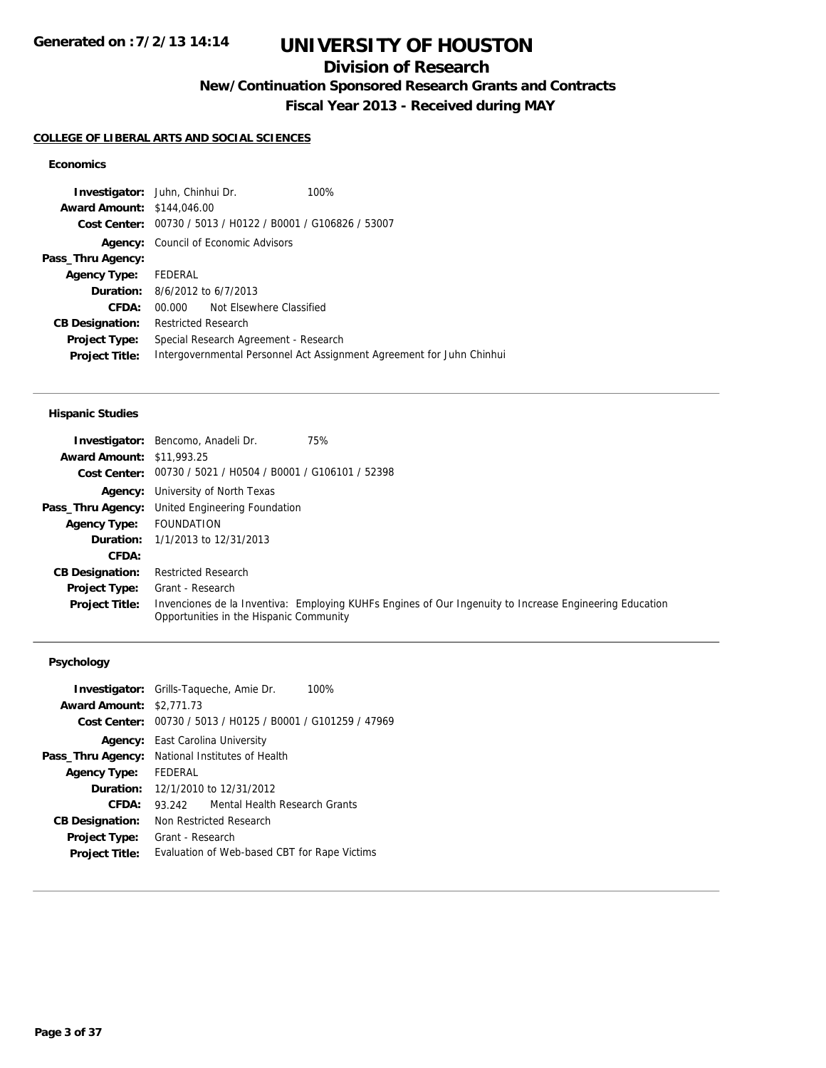# UNIVERSITY OF HOUSTON

## Division of Research

### New/Continuation Sponsored Research Grants and Contracts

### Fiscal Year 2013 - Received during MAY

Generated on :7/2/13 14:14

**COLLEGE OF LIBERAL ARTS AND SOCIAL SCIENCES**

#### Economics

| | |
|---|---|
| **Investigator:** | Juhn, Chinhui Dr. 100% |
| **Award Amount:** | $144,046.00 |
| **Cost Center:** | 00730 / 5013 / H0122 / B0001 / G106826 / 53007 |
| **Agency:** | Council of Economic Advisors |
| **Pass_Thru Agency:** | |
| **Agency Type:** | FEDERAL |
| **Duration:** | 8/6/2012 to 6/7/2013 |
| **CFDA:** | 00.000 Not Elsewhere Classified |
| **CB Designation:** | Restricted Research |
| **Project Type:** | Special Research Agreement - Research |
| **Project Title:** | Intergovernmental Personnel Act Assignment Agreement for Juhn Chinhui |

#### Hispanic Studies

| | |
|---|---|
| **Investigator:** | Bencomo, Anadeli Dr. 75% |
| **Award Amount:** | $11,993.25 |
| **Cost Center:** | 00730 / 5021 / H0504 / B0001 / G106101 / 52398 |
| **Agency:** | University of North Texas |
| **Pass_Thru Agency:** | United Engineering Foundation |
| **Agency Type:** | FOUNDATION |
| **Duration:** | 1/1/2013 to 12/31/2013 |
| **CFDA:** | |
| **CB Designation:** | Restricted Research |
| **Project Type:** | Grant - Research |
| **Project Title:** | Invenciones de la Inventiva: Employing KUHFs Engines of Our Ingenuity to Increase Engineering Education Opportunities in the Hispanic Community |

#### Psychology

| | |
|---|---|
| **Investigator:** | Grills-Taqueche, Amie Dr. 100% |
| **Award Amount:** | $2,771.73 |
| **Cost Center:** | 00730 / 5013 / H0125 / B0001 / G101259 / 47969 |
| **Agency:** | East Carolina University |
| **Pass_Thru Agency:** | National Institutes of Health |
| **Agency Type:** | FEDERAL |
| **Duration:** | 12/1/2010 to 12/31/2012 |
| **CFDA:** | 93.242 Mental Health Research Grants |
| **CB Designation:** | Non Restricted Research |
| **Project Type:** | Grant - Research |
| **Project Title:** | Evaluation of Web-based CBT for Rape Victims |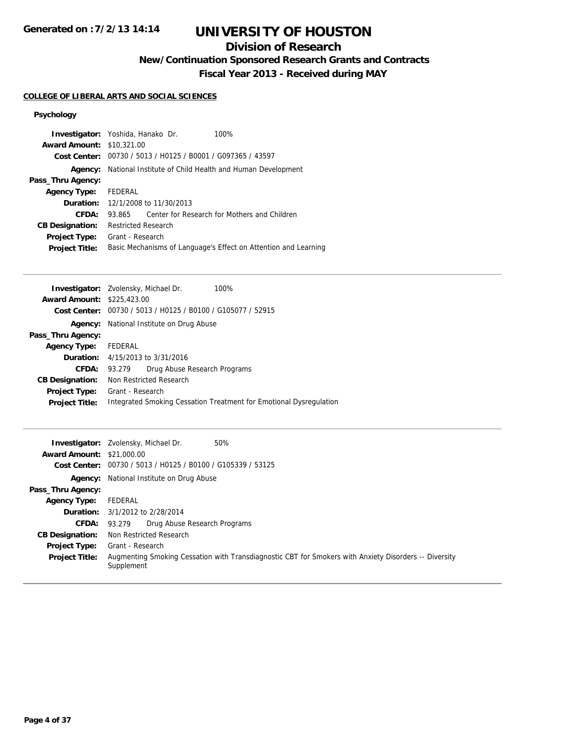# UNIVERSITY OF HOUSTON

## Division of Research

### New/Continuation Sponsored Research Grants and Contracts

### Fiscal Year 2013 - Received during MAY

**COLLEGE OF LIBERAL ARTS AND SOCIAL SCIENCES**

**Psychology**

**Investigator:** Yoshida, Hanako Dr. 100%
**Award Amount:** $10,321.00
**Cost Center:** 00730 / 5013 / H0125 / B0001 / G097365 / 43597
**Agency:** National Institute of Child Health and Human Development
**Pass_Thru Agency:**
**Agency Type:** FEDERAL
**Duration:** 12/1/2008 to 11/30/2013
**CFDA:** 93.865 Center for Research for Mothers and Children
**CB Designation:** Restricted Research
**Project Type:** Grant - Research
**Project Title:** Basic Mechanisms of Language's Effect on Attention and Learning

---

**Investigator:** Zvolensky, Michael Dr. 100%
**Award Amount:** $225,423.00
**Cost Center:** 00730 / 5013 / H0125 / B0100 / G105077 / 52915
**Agency:** National Institute on Drug Abuse
**Pass_Thru Agency:**
**Agency Type:** FEDERAL
**Duration:** 4/15/2013 to 3/31/2016
**CFDA:** 93.279 Drug Abuse Research Programs
**CB Designation:** Non Restricted Research
**Project Type:** Grant - Research
**Project Title:** Integrated Smoking Cessation Treatment for Emotional Dysregulation

---

**Investigator:** Zvolensky, Michael Dr. 50%
**Award Amount:** $21,000.00
**Cost Center:** 00730 / 5013 / H0125 / B0100 / G105339 / 53125
**Agency:** National Institute on Drug Abuse
**Pass_Thru Agency:**
**Agency Type:** FEDERAL
**Duration:** 3/1/2012 to 2/28/2014
**CFDA:** 93.279 Drug Abuse Research Programs
**CB Designation:** Non Restricted Research
**Project Type:** Grant - Research
**Project Title:** Augmenting Smoking Cessation with Transdiagnostic CBT for Smokers with Anxiety Disorders -- Diversity Supplement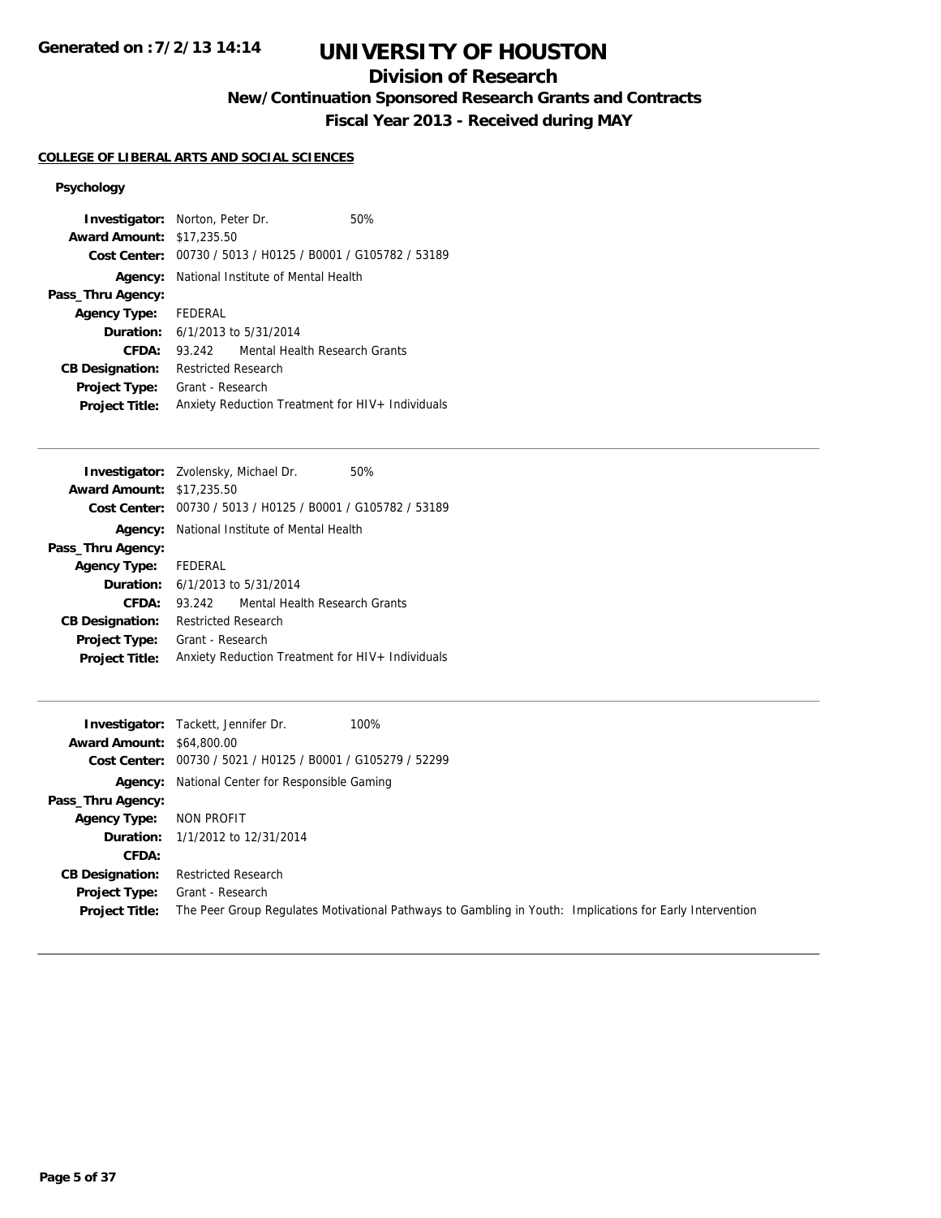# UNIVERSITY OF HOUSTON

## Division of Research

### New/Continuation Sponsored Research Grants and Contracts

### Fiscal Year 2013 - Received during MAY

**COLLEGE OF LIBERAL ARTS AND SOCIAL SCIENCES**

**Psychology**

**Investigator:** Norton, Peter Dr. 50%
**Award Amount:** $17,235.50
**Cost Center:** 00730 / 5013 / H0125 / B0001 / G105782 / 53189
**Agency:** National Institute of Mental Health
**Pass_Thru Agency:**
**Agency Type:** FEDERAL
**Duration:** 6/1/2013 to 5/31/2014
**CFDA:** 93.242 Mental Health Research Grants
**CB Designation:** Restricted Research
**Project Type:** Grant - Research
**Project Title:** Anxiety Reduction Treatment for HIV+ Individuals

---

**Investigator:** Zvolensky, Michael Dr. 50%
**Award Amount:** $17,235.50
**Cost Center:** 00730 / 5013 / H0125 / B0001 / G105782 / 53189
**Agency:** National Institute of Mental Health
**Pass_Thru Agency:**
**Agency Type:** FEDERAL
**Duration:** 6/1/2013 to 5/31/2014
**CFDA:** 93.242 Mental Health Research Grants
**CB Designation:** Restricted Research
**Project Type:** Grant - Research
**Project Title:** Anxiety Reduction Treatment for HIV+ Individuals

---

**Investigator:** Tackett, Jennifer Dr. 100%
**Award Amount:** $64,800.00
**Cost Center:** 00730 / 5021 / H0125 / B0001 / G105279 / 52299
**Agency:** National Center for Responsible Gaming
**Pass_Thru Agency:**
**Agency Type:** NON PROFIT
**Duration:** 1/1/2012 to 12/31/2014
**CFDA:**
**CB Designation:** Restricted Research
**Project Type:** Grant - Research
**Project Title:** The Peer Group Regulates Motivational Pathways to Gambling in Youth: Implications for Early Intervention

---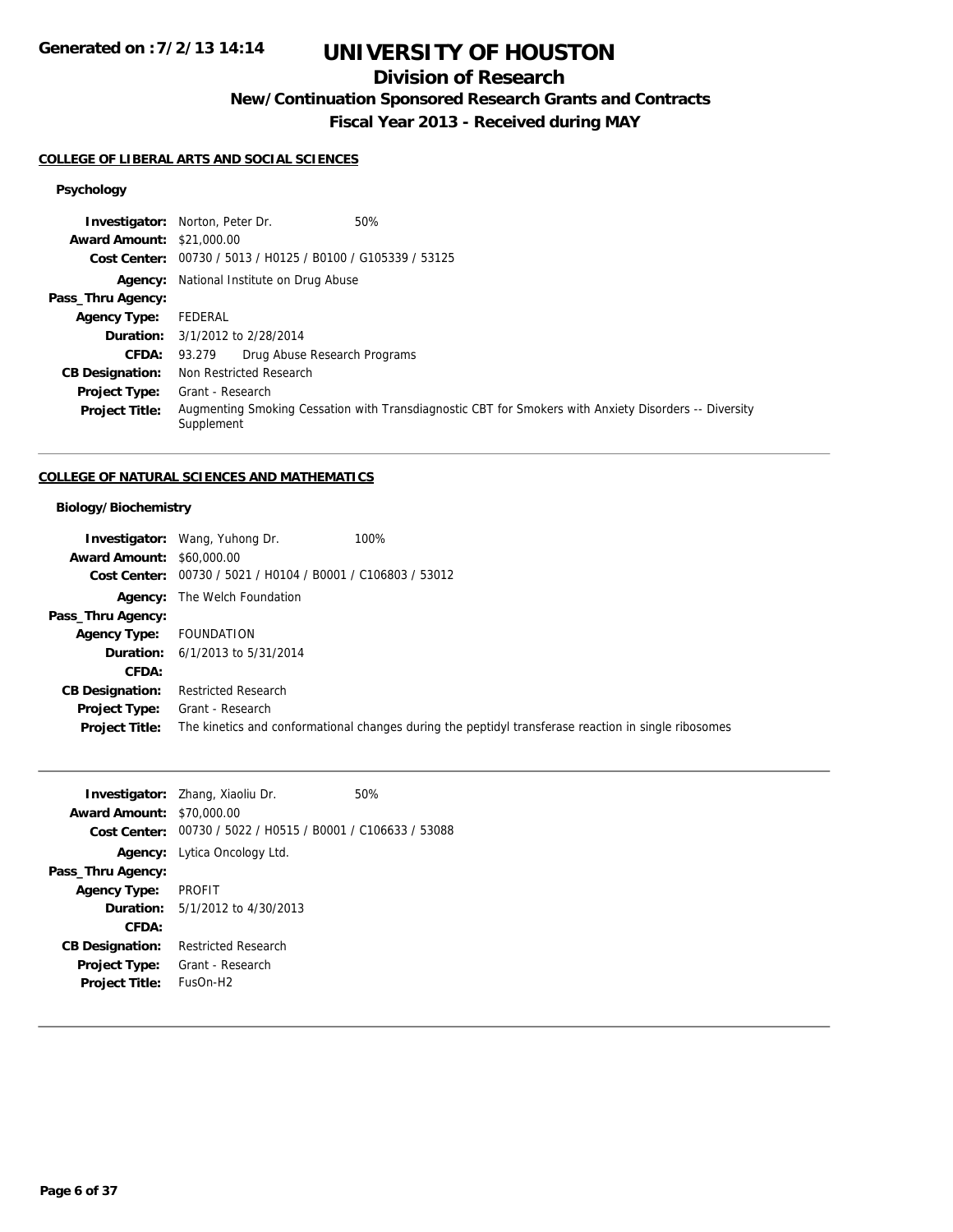# UNIVERSITY OF HOUSTON

## Division of Research

### New/Continuation Sponsored Research Grants and Contracts

### Fiscal Year 2013 - Received during MAY

Generated on : 7/2/13 14:14

**COLLEGE OF LIBERAL ARTS AND SOCIAL SCIENCES**

**Psychology**

**Investigator:** Norton, Peter Dr. 50%
**Award Amount:** $21,000.00
**Cost Center:** 00730 / 5013 / H0125 / B0100 / G105339 / 53125
**Agency:** National Institute on Drug Abuse
**Pass_Thru Agency:**
**Agency Type:** FEDERAL
**Duration:** 3/1/2012 to 2/28/2014
**CFDA:** 93.279 Drug Abuse Research Programs
**CB Designation:** Non Restricted Research
**Project Type:** Grant - Research
**Project Title:** Augmenting Smoking Cessation with Transdiagnostic CBT for Smokers with Anxiety Disorders -- Diversity Supplement

---

**COLLEGE OF NATURAL SCIENCES AND MATHEMATICS**

**Biology/Biochemistry**

**Investigator:** Wang, Yuhong Dr. 100%
**Award Amount:** $60,000.00
**Cost Center:** 00730 / 5021 / H0104 / B0001 / C106803 / 53012
**Agency:** The Welch Foundation
**Pass_Thru Agency:**
**Agency Type:** FOUNDATION
**Duration:** 6/1/2013 to 5/31/2014
**CFDA:**
**CB Designation:** Restricted Research
**Project Type:** Grant - Research
**Project Title:** The kinetics and conformational changes during the peptidyl transferase reaction in single ribosomes

---

**Investigator:** Zhang, Xiaoliu Dr. 50%
**Award Amount:** $70,000.00
**Cost Center:** 00730 / 5022 / H0515 / B0001 / C106633 / 53088
**Agency:** Lytica Oncology Ltd.
**Pass_Thru Agency:**
**Agency Type:** PROFIT
**Duration:** 5/1/2012 to 4/30/2013
**CFDA:**
**CB Designation:** Restricted Research
**Project Type:** Grant - Research
**Project Title:** FusOn-H2

---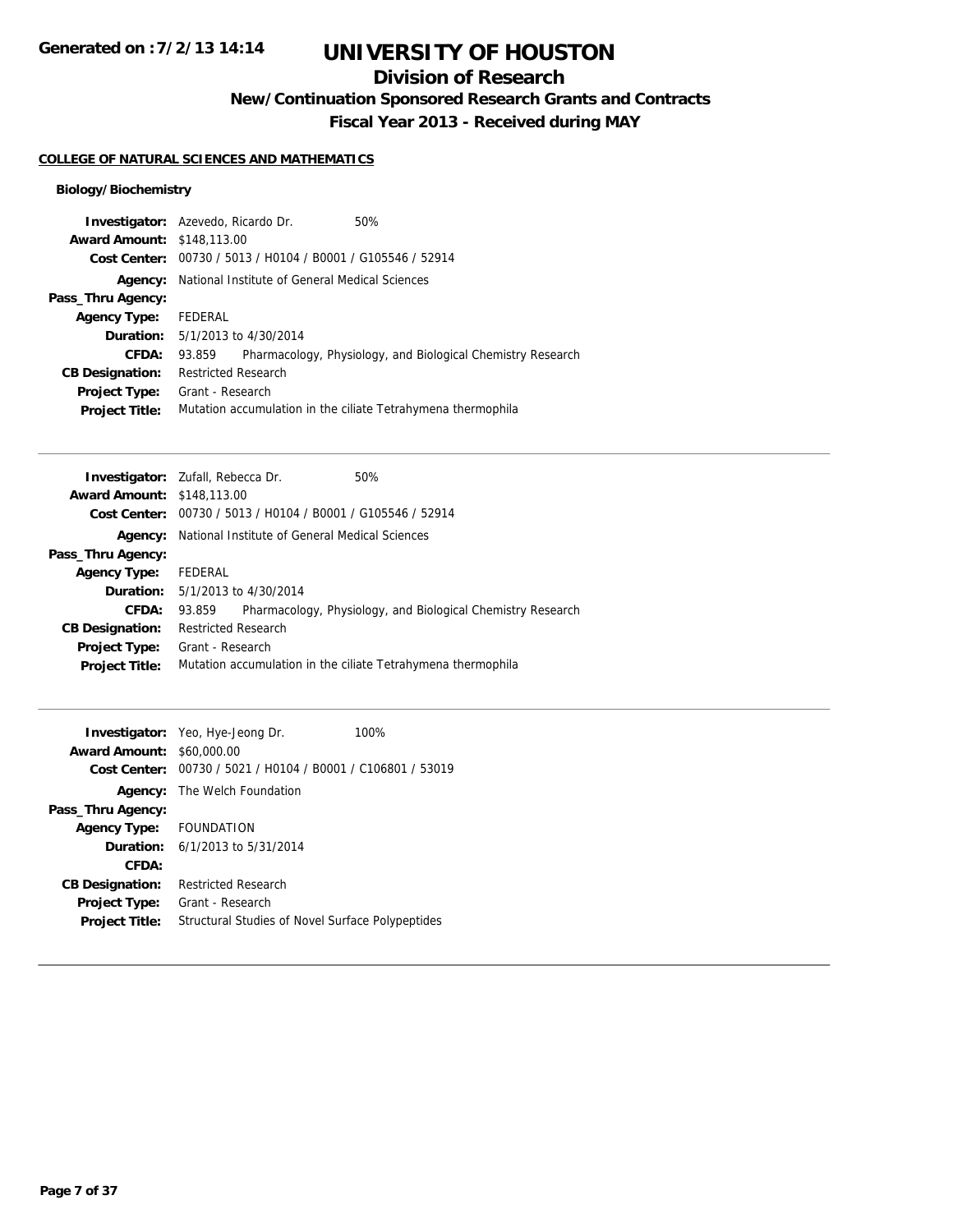# UNIVERSITY OF HOUSTON

## Division of Research

### New/Continuation Sponsored Research Grants and Contracts

### Fiscal Year 2013 - Received during MAY

Generated on :7/2/13 14:14

**COLLEGE OF NATURAL SCIENCES AND MATHEMATICS**

**Biology/Biochemistry**

**Investigator:** Azevedo, Ricardo Dr. 50%
**Award Amount:** $148,113.00
**Cost Center:** 00730 / 5013 / H0104 / B0001 / G105546 / 52914
**Agency:** National Institute of General Medical Sciences
**Pass_Thru Agency:**
**Agency Type:** FEDERAL
**Duration:** 5/1/2013 to 4/30/2014
**CFDA:** 93.859 Pharmacology, Physiology, and Biological Chemistry Research
**CB Designation:** Restricted Research
**Project Type:** Grant - Research
**Project Title:** Mutation accumulation in the ciliate Tetrahymena thermophila

---

**Investigator:** Zufall, Rebecca Dr. 50%
**Award Amount:** $148,113.00
**Cost Center:** 00730 / 5013 / H0104 / B0001 / G105546 / 52914
**Agency:** National Institute of General Medical Sciences
**Pass_Thru Agency:**
**Agency Type:** FEDERAL
**Duration:** 5/1/2013 to 4/30/2014
**CFDA:** 93.859 Pharmacology, Physiology, and Biological Chemistry Research
**CB Designation:** Restricted Research
**Project Type:** Grant - Research
**Project Title:** Mutation accumulation in the ciliate Tetrahymena thermophila

---

**Investigator:** Yeo, Hye-Jeong Dr. 100%
**Award Amount:** $60,000.00
**Cost Center:** 00730 / 5021 / H0104 / B0001 / C106801 / 53019
**Agency:** The Welch Foundation
**Pass_Thru Agency:**
**Agency Type:** FOUNDATION
**Duration:** 6/1/2013 to 5/31/2014
**CFDA:**
**CB Designation:** Restricted Research
**Project Type:** Grant - Research
**Project Title:** Structural Studies of Novel Surface Polypeptides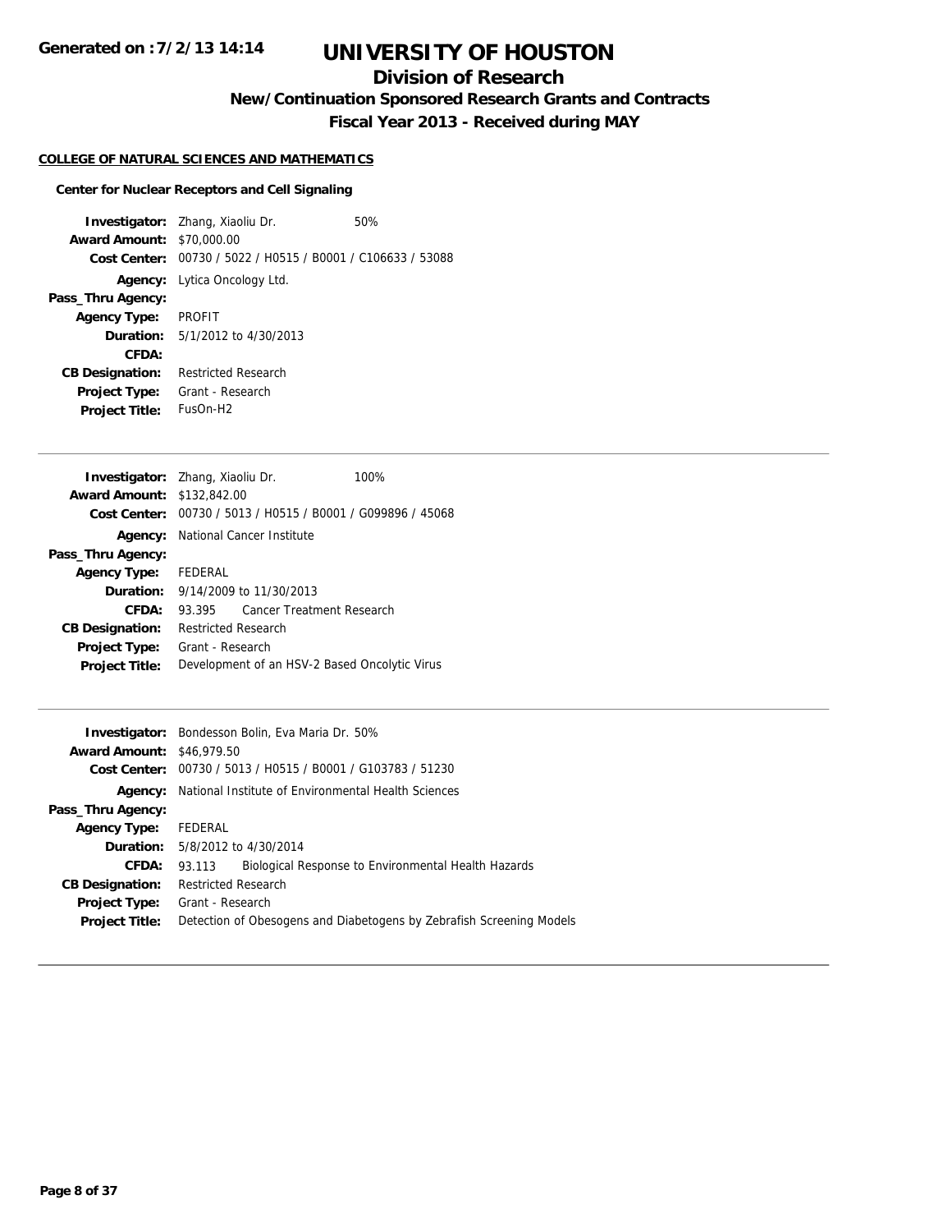# UNIVERSITY OF HOUSTON

## Division of Research

### New/Continuation Sponsored Research Grants and Contracts

### Fiscal Year 2013 - Received during MAY

**COLLEGE OF NATURAL SCIENCES AND MATHEMATICS**

**Center for Nuclear Receptors and Cell Signaling**

| | |
|---|---|
| **Investigator:** | Zhang, Xiaoliu Dr. 50% |
| **Award Amount:** | $70,000.00 |
| **Cost Center:** | 00730 / 5022 / H0515 / B0001 / C106633 / 53088 |
| **Agency:** | Lytica Oncology Ltd. |
| **Pass_Thru Agency:** | |
| **Agency Type:** | PROFIT |
| **Duration:** | 5/1/2012 to 4/30/2013 |
| **CFDA:** | |
| **CB Designation:** | Restricted Research |
| **Project Type:** | Grant - Research |
| **Project Title:** | FusOn-H2 |

---

| | |
|---|---|
| **Investigator:** | Zhang, Xiaoliu Dr. 100% |
| **Award Amount:** | $132,842.00 |
| **Cost Center:** | 00730 / 5013 / H0515 / B0001 / G099896 / 45068 |
| **Agency:** | National Cancer Institute |
| **Pass_Thru Agency:** | |
| **Agency Type:** | FEDERAL |
| **Duration:** | 9/14/2009 to 11/30/2013 |
| **CFDA:** | 93.395 Cancer Treatment Research |
| **CB Designation:** | Restricted Research |
| **Project Type:** | Grant - Research |
| **Project Title:** | Development of an HSV-2 Based Oncolytic Virus |

---

| | |
|---|---|
| **Investigator:** | Bondesson Bolin, Eva Maria Dr. 50% |
| **Award Amount:** | $46,979.50 |
| **Cost Center:** | 00730 / 5013 / H0515 / B0001 / G103783 / 51230 |
| **Agency:** | National Institute of Environmental Health Sciences |
| **Pass_Thru Agency:** | |
| **Agency Type:** | FEDERAL |
| **Duration:** | 5/8/2012 to 4/30/2014 |
| **CFDA:** | 93.113 Biological Response to Environmental Health Hazards |
| **CB Designation:** | Restricted Research |
| **Project Type:** | Grant - Research |
| **Project Title:** | Detection of Obesogens and Diabetogens by Zebrafish Screening Models |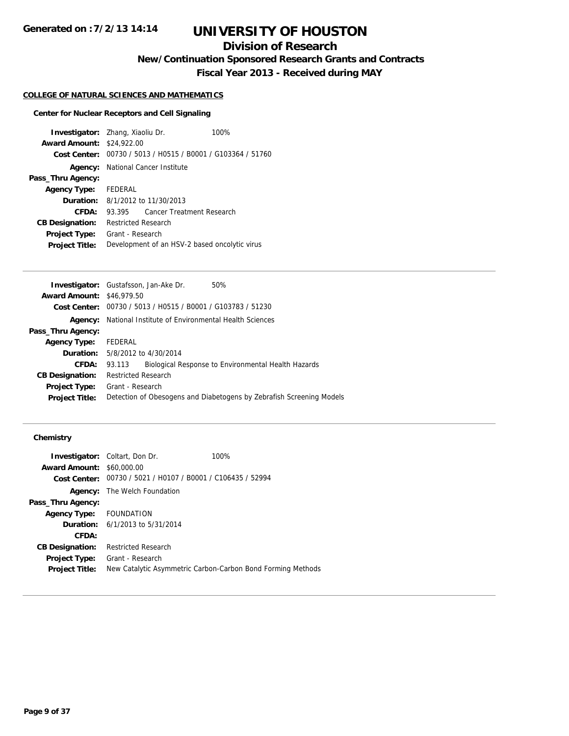# UNIVERSITY OF HOUSTON

## Division of Research

### New/Continuation Sponsored Research Grants and Contracts

### Fiscal Year 2013 - Received during MAY

**Generated on :7/2/13 14:14**

#### COLLEGE OF NATURAL SCIENCES AND MATHEMATICS

**Center for Nuclear Receptors and Cell Signaling**

| | |
|---|---|
| **Investigator:** | Zhang, Xiaoliu Dr. 100% |
| **Award Amount:** | $24,922.00 |
| **Cost Center:** | 00730 / 5013 / H0515 / B0001 / G103364 / 51760 |
| **Agency:** | National Cancer Institute |
| **Pass_Thru Agency:** | |
| **Agency Type:** | FEDERAL |
| **Duration:** | 8/1/2012 to 11/30/2013 |
| **CFDA:** | 93.395 Cancer Treatment Research |
| **CB Designation:** | Restricted Research |
| **Project Type:** | Grant - Research |
| **Project Title:** | Development of an HSV-2 based oncolytic virus |

| | |
|---|---|
| **Investigator:** | Gustafsson, Jan-Ake Dr. 50% |
| **Award Amount:** | $46,979.50 |
| **Cost Center:** | 00730 / 5013 / H0515 / B0001 / G103783 / 51230 |
| **Agency:** | National Institute of Environmental Health Sciences |
| **Pass_Thru Agency:** | |
| **Agency Type:** | FEDERAL |
| **Duration:** | 5/8/2012 to 4/30/2014 |
| **CFDA:** | 93.113 Biological Response to Environmental Health Hazards |
| **CB Designation:** | Restricted Research |
| **Project Type:** | Grant - Research |
| **Project Title:** | Detection of Obesogens and Diabetogens by Zebrafish Screening Models |

**Chemistry**

| | |
|---|---|
| **Investigator:** | Coltart, Don Dr. 100% |
| **Award Amount:** | $60,000.00 |
| **Cost Center:** | 00730 / 5021 / H0107 / B0001 / C106435 / 52994 |
| **Agency:** | The Welch Foundation |
| **Pass_Thru Agency:** | |
| **Agency Type:** | FOUNDATION |
| **Duration:** | 6/1/2013 to 5/31/2014 |
| **CFDA:** | |
| **CB Designation:** | Restricted Research |
| **Project Type:** | Grant - Research |
| **Project Title:** | New Catalytic Asymmetric Carbon-Carbon Bond Forming Methods |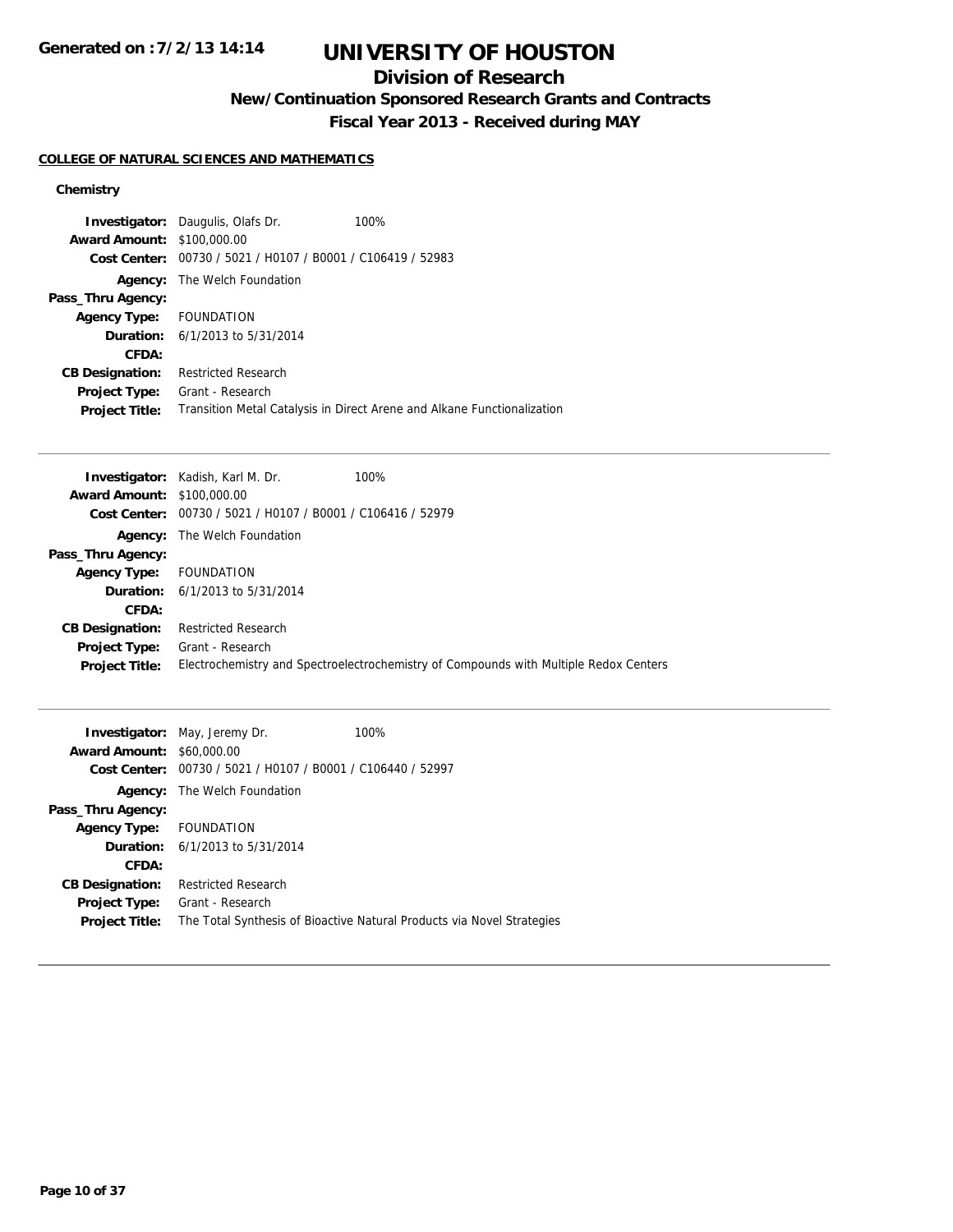# UNIVERSITY OF HOUSTON

## Division of Research

### New/Continuation Sponsored Research Grants and Contracts

### Fiscal Year 2013 - Received during MAY

Generated on :7/2/13 14:14

**COLLEGE OF NATURAL SCIENCES AND MATHEMATICS**

**Chemistry**

**Investigator:** Daugulis, Olafs Dr. 100%
**Award Amount:** $100,000.00
**Cost Center:** 00730 / 5021 / H0107 / B0001 / C106419 / 52983
**Agency:** The Welch Foundation
**Pass_Thru Agency:**
**Agency Type:** FOUNDATION
**Duration:** 6/1/2013 to 5/31/2014
**CFDA:**
**CB Designation:** Restricted Research
**Project Type:** Grant - Research
**Project Title:** Transition Metal Catalysis in Direct Arene and Alkane Functionalization

---

**Investigator:** Kadish, Karl M. Dr. 100%
**Award Amount:** $100,000.00
**Cost Center:** 00730 / 5021 / H0107 / B0001 / C106416 / 52979
**Agency:** The Welch Foundation
**Pass_Thru Agency:**
**Agency Type:** FOUNDATION
**Duration:** 6/1/2013 to 5/31/2014
**CFDA:**
**CB Designation:** Restricted Research
**Project Type:** Grant - Research
**Project Title:** Electrochemistry and Spectroelectrochemistry of Compounds with Multiple Redox Centers

---

**Investigator:** May, Jeremy Dr. 100%
**Award Amount:** $60,000.00
**Cost Center:** 00730 / 5021 / H0107 / B0001 / C106440 / 52997
**Agency:** The Welch Foundation
**Pass_Thru Agency:**
**Agency Type:** FOUNDATION
**Duration:** 6/1/2013 to 5/31/2014
**CFDA:**
**CB Designation:** Restricted Research
**Project Type:** Grant - Research
**Project Title:** The Total Synthesis of Bioactive Natural Products via Novel Strategies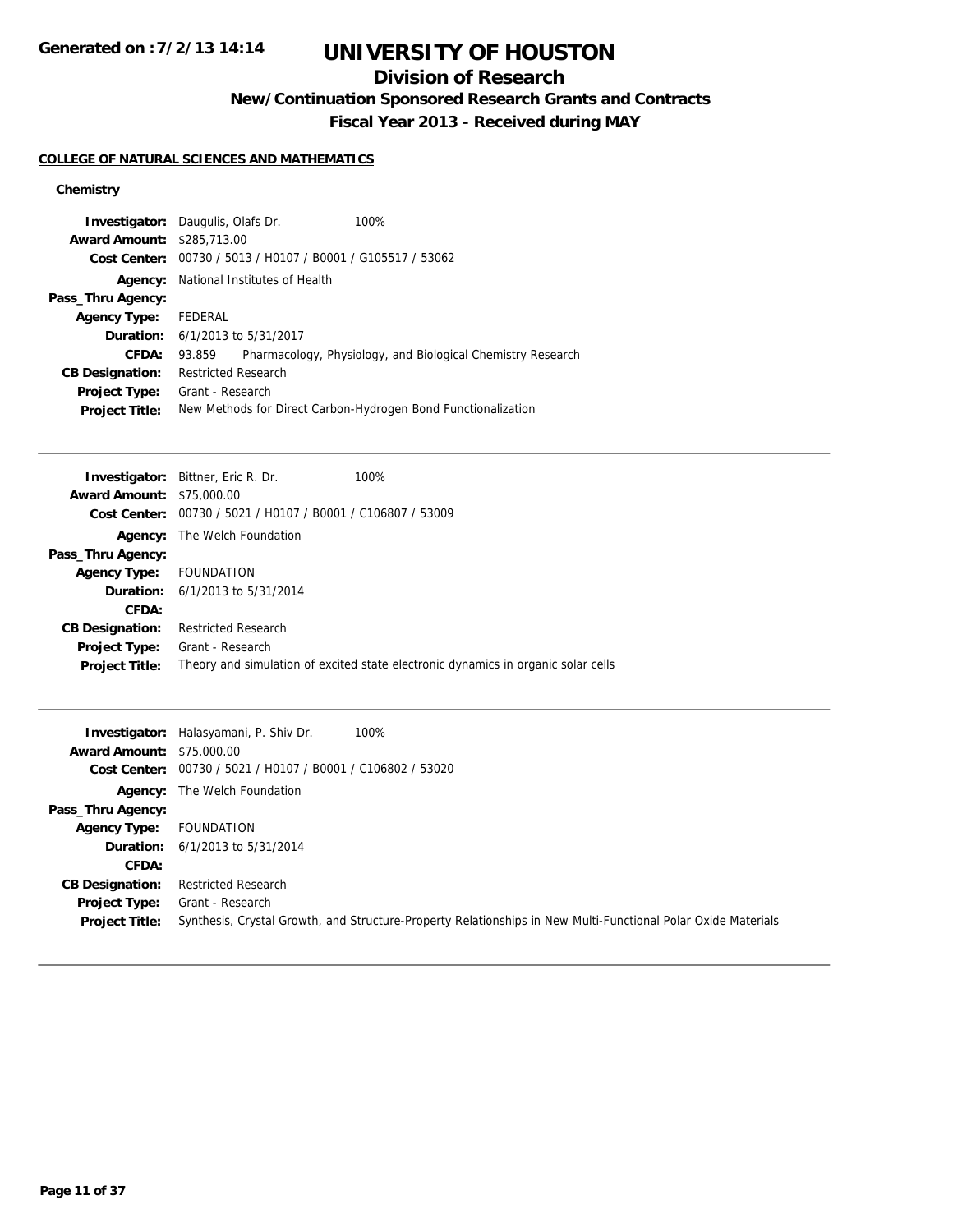# UNIVERSITY OF HOUSTON

## Division of Research

### New/Continuation Sponsored Research Grants and Contracts

### Fiscal Year 2013 - Received during MAY

**COLLEGE OF NATURAL SCIENCES AND MATHEMATICS**

**Chemistry**

**Investigator:** Daugulis, Olafs Dr. 100%
**Award Amount:** $285,713.00
**Cost Center:** 00730 / 5013 / H0107 / B0001 / G105517 / 53062
**Agency:** National Institutes of Health
**Pass_Thru Agency:**
**Agency Type:** FEDERAL
**Duration:** 6/1/2013 to 5/31/2017
**CFDA:** 93.859 Pharmacology, Physiology, and Biological Chemistry Research
**CB Designation:** Restricted Research
**Project Type:** Grant - Research
**Project Title:** New Methods for Direct Carbon-Hydrogen Bond Functionalization

---

**Investigator:** Bittner, Eric R. Dr. 100%
**Award Amount:** $75,000.00
**Cost Center:** 00730 / 5021 / H0107 / B0001 / C106807 / 53009
**Agency:** The Welch Foundation
**Pass_Thru Agency:**
**Agency Type:** FOUNDATION
**Duration:** 6/1/2013 to 5/31/2014
**CFDA:**
**CB Designation:** Restricted Research
**Project Type:** Grant - Research
**Project Title:** Theory and simulation of excited state electronic dynamics in organic solar cells

---

**Investigator:** Halasyamani, P. Shiv Dr. 100%
**Award Amount:** $75,000.00
**Cost Center:** 00730 / 5021 / H0107 / B0001 / C106802 / 53020
**Agency:** The Welch Foundation
**Pass_Thru Agency:**
**Agency Type:** FOUNDATION
**Duration:** 6/1/2013 to 5/31/2014
**CFDA:**
**CB Designation:** Restricted Research
**Project Type:** Grant - Research
**Project Title:** Synthesis, Crystal Growth, and Structure-Property Relationships in New Multi-Functional Polar Oxide Materials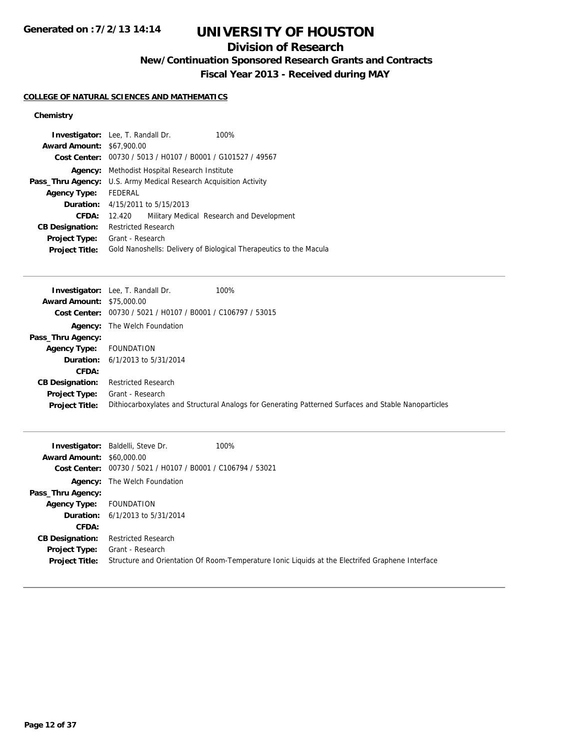# UNIVERSITY OF HOUSTON

## Division of Research

### New/Continuation Sponsored Research Grants and Contracts

### Fiscal Year 2013 - Received during MAY

**COLLEGE OF NATURAL SCIENCES AND MATHEMATICS**

**Chemistry**

**Investigator:** Lee, T. Randall Dr. 100%
**Award Amount:** $67,900.00
**Cost Center:** 00730 / 5013 / H0107 / B0001 / G101527 / 49567
**Agency:** Methodist Hospital Research Institute
**Pass_Thru Agency:** U.S. Army Medical Research Acquisition Activity
**Agency Type:** FEDERAL
**Duration:** 4/15/2011 to 5/15/2013
**CFDA:** 12.420 Military Medical Research and Development
**CB Designation:** Restricted Research
**Project Type:** Grant - Research
**Project Title:** Gold Nanoshells: Delivery of Biological Therapeutics to the Macula

---

**Investigator:** Lee, T. Randall Dr. 100%
**Award Amount:** $75,000.00
**Cost Center:** 00730 / 5021 / H0107 / B0001 / C106797 / 53015
**Agency:** The Welch Foundation
**Pass_Thru Agency:**
**Agency Type:** FOUNDATION
**Duration:** 6/1/2013 to 5/31/2014
**CFDA:**
**CB Designation:** Restricted Research
**Project Type:** Grant - Research
**Project Title:** Dithiocarboxylates and Structural Analogs for Generating Patterned Surfaces and Stable Nanoparticles

---

**Investigator:** Baldelli, Steve Dr. 100%
**Award Amount:** $60,000.00
**Cost Center:** 00730 / 5021 / H0107 / B0001 / C106794 / 53021
**Agency:** The Welch Foundation
**Pass_Thru Agency:**
**Agency Type:** FOUNDATION
**Duration:** 6/1/2013 to 5/31/2014
**CFDA:**
**CB Designation:** Restricted Research
**Project Type:** Grant - Research
**Project Title:** Structure and Orientation Of Room-Temperature Ionic Liquids at the Electrifed Graphene Interface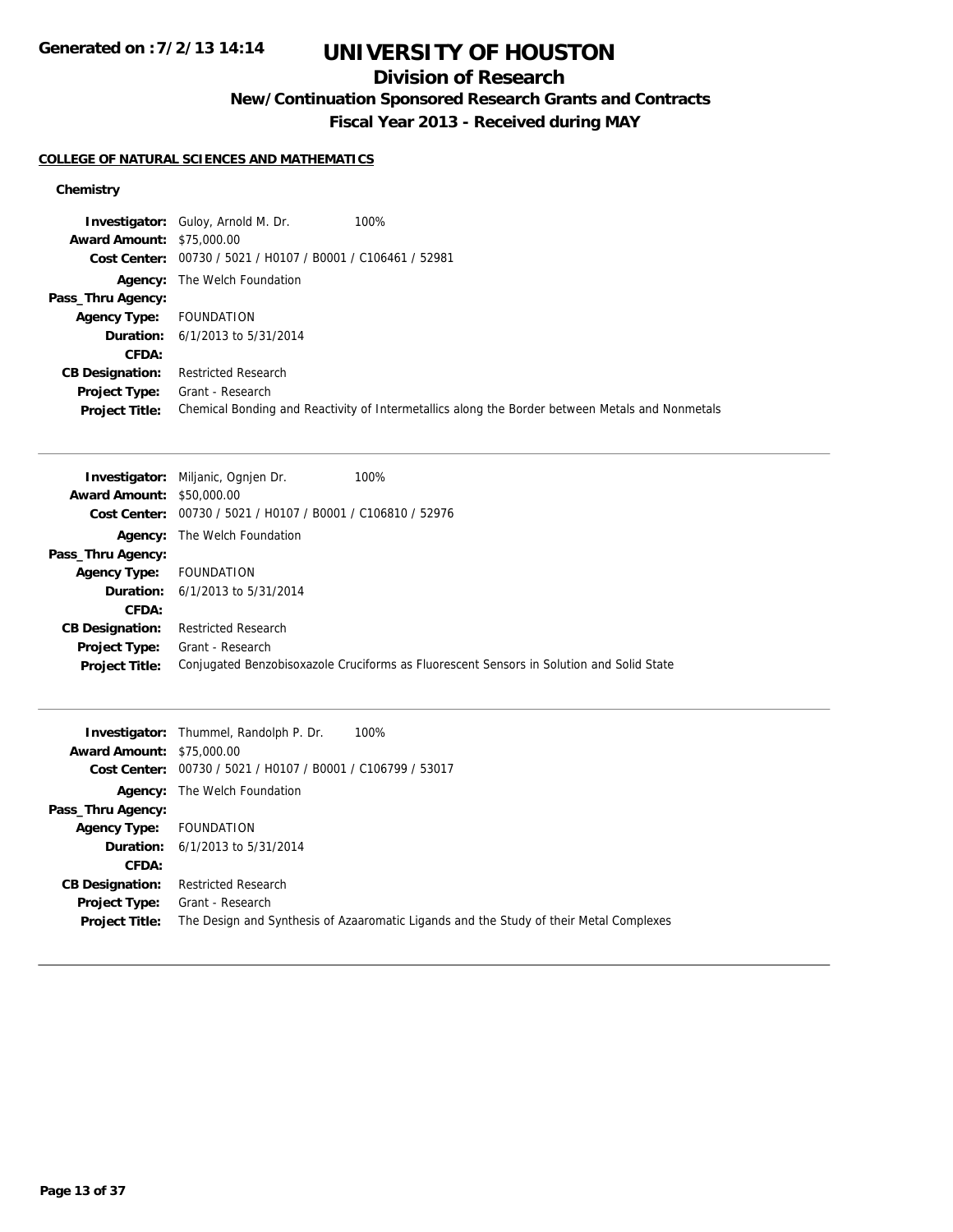# UNIVERSITY OF HOUSTON

## Division of Research

### New/Continuation Sponsored Research Grants and Contracts

### Fiscal Year 2013 - Received during MAY

Generated on : 7/2/13 14:14

**COLLEGE OF NATURAL SCIENCES AND MATHEMATICS**

**Chemistry**

**Investigator:** Guloy, Arnold M. Dr. 100%
**Award Amount:** $75,000.00
**Cost Center:** 00730 / 5021 / H0107 / B0001 / C106461 / 52981
**Agency:** The Welch Foundation
**Pass_Thru Agency:**
**Agency Type:** FOUNDATION
**Duration:** 6/1/2013 to 5/31/2014
**CFDA:**
**CB Designation:** Restricted Research
**Project Type:** Grant - Research
**Project Title:** Chemical Bonding and Reactivity of Intermetallics along the Border between Metals and Nonmetals

---

**Investigator:** Miljanic, Ognjen Dr. 100%
**Award Amount:** $50,000.00
**Cost Center:** 00730 / 5021 / H0107 / B0001 / C106810 / 52976
**Agency:** The Welch Foundation
**Pass_Thru Agency:**
**Agency Type:** FOUNDATION
**Duration:** 6/1/2013 to 5/31/2014
**CFDA:**
**CB Designation:** Restricted Research
**Project Type:** Grant - Research
**Project Title:** Conjugated Benzobisoxazole Cruciforms as Fluorescent Sensors in Solution and Solid State

---

**Investigator:** Thummel, Randolph P. Dr. 100%
**Award Amount:** $75,000.00
**Cost Center:** 00730 / 5021 / H0107 / B0001 / C106799 / 53017
**Agency:** The Welch Foundation
**Pass_Thru Agency:**
**Agency Type:** FOUNDATION
**Duration:** 6/1/2013 to 5/31/2014
**CFDA:**
**CB Designation:** Restricted Research
**Project Type:** Grant - Research
**Project Title:** The Design and Synthesis of Azaaromatic Ligands and the Study of their Metal Complexes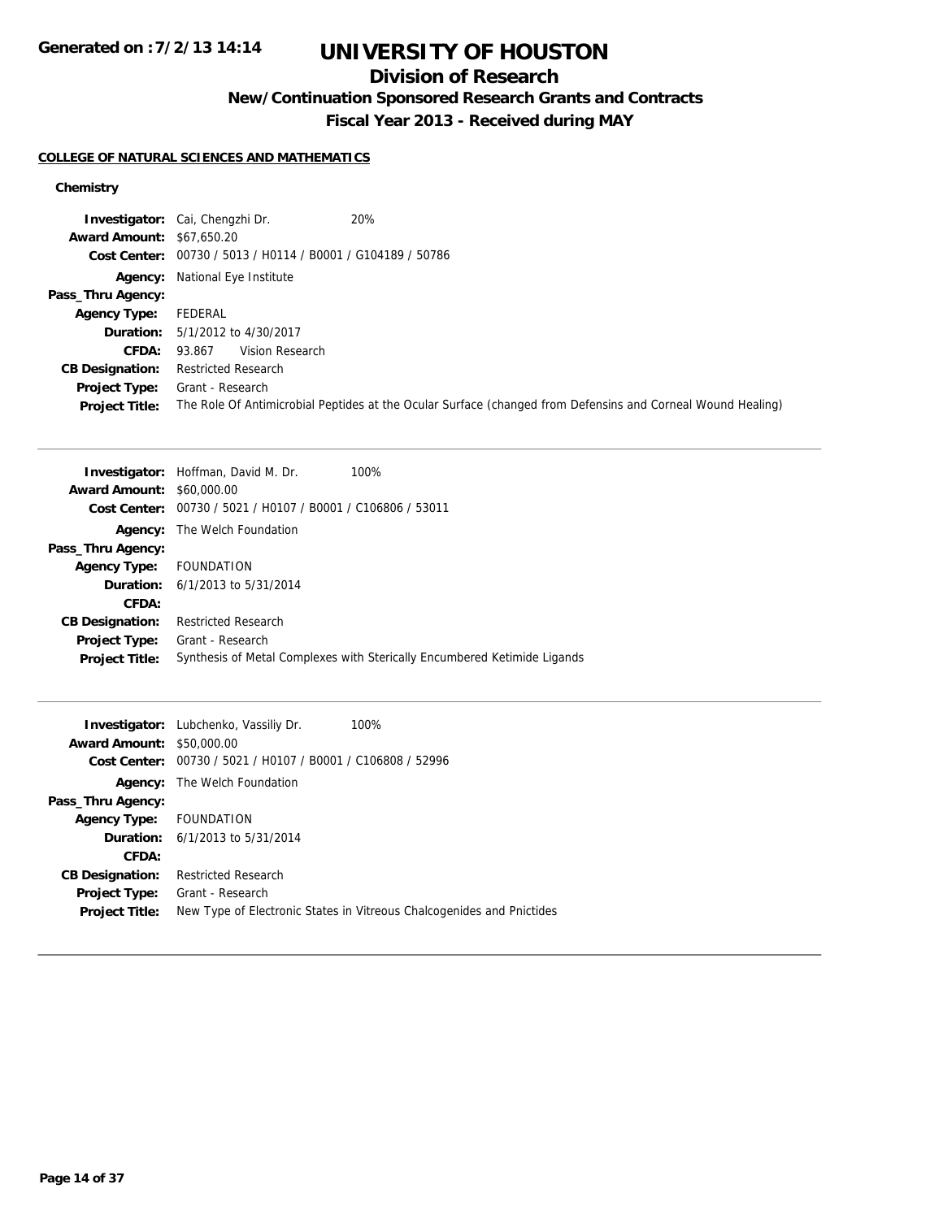# UNIVERSITY OF HOUSTON

## Division of Research

### New/Continuation Sponsored Research Grants and Contracts

### Fiscal Year 2013 - Received during MAY

Generated on :7/2/13 14:14

#### COLLEGE OF NATURAL SCIENCES AND MATHEMATICS

**Chemistry**

**Investigator:** Cai, Chengzhi Dr. 20%
**Award Amount:** $67,650.20
**Cost Center:** 00730 / 5013 / H0114 / B0001 / G104189 / 50786
**Agency:** National Eye Institute
**Pass_Thru Agency:**
**Agency Type:** FEDERAL
**Duration:** 5/1/2012 to 4/30/2017
**CFDA:** 93.867 Vision Research
**CB Designation:** Restricted Research
**Project Type:** Grant - Research
**Project Title:** The Role Of Antimicrobial Peptides at the Ocular Surface (changed from Defensins and Corneal Wound Healing)

---

**Investigator:** Hoffman, David M. Dr. 100%
**Award Amount:** $60,000.00
**Cost Center:** 00730 / 5021 / H0107 / B0001 / C106806 / 53011
**Agency:** The Welch Foundation
**Pass_Thru Agency:**
**Agency Type:** FOUNDATION
**Duration:** 6/1/2013 to 5/31/2014
**CFDA:**
**CB Designation:** Restricted Research
**Project Type:** Grant - Research
**Project Title:** Synthesis of Metal Complexes with Sterically Encumbered Ketimide Ligands

---

**Investigator:** Lubchenko, Vassiliy Dr. 100%
**Award Amount:** $50,000.00
**Cost Center:** 00730 / 5021 / H0107 / B0001 / C106808 / 52996
**Agency:** The Welch Foundation
**Pass_Thru Agency:**
**Agency Type:** FOUNDATION
**Duration:** 6/1/2013 to 5/31/2014
**CFDA:**
**CB Designation:** Restricted Research
**Project Type:** Grant - Research
**Project Title:** New Type of Electronic States in Vitreous Chalcogenides and Pnictides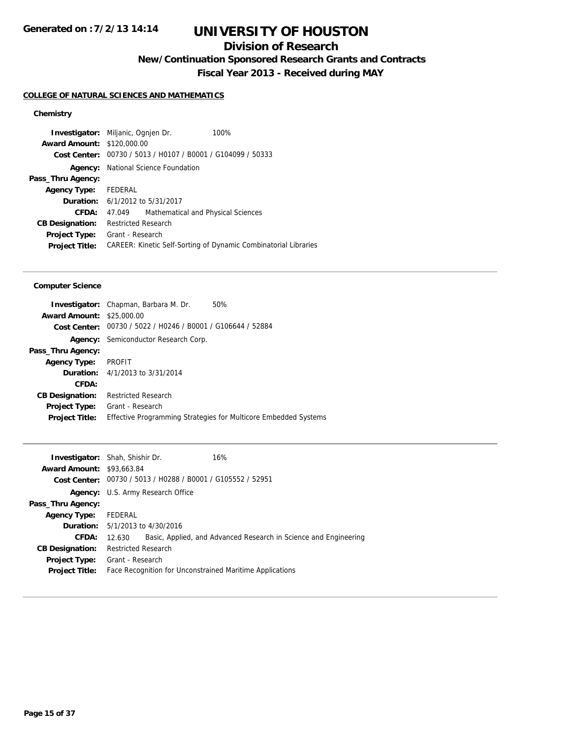# UNIVERSITY OF HOUSTON

## Division of Research

### New/Continuation Sponsored Research Grants and Contracts

### Fiscal Year 2013 - Received during MAY

**COLLEGE OF NATURAL SCIENCES AND MATHEMATICS**

#### Chemistry

**Investigator:** Miljanic, Ognjen Dr. 100%
**Award Amount:** $120,000.00
**Cost Center:** 00730 / 5013 / H0107 / B0001 / G104099 / 50333
**Agency:** National Science Foundation
**Pass_Thru Agency:**
**Agency Type:** FEDERAL
**Duration:** 6/1/2012 to 5/31/2017
**CFDA:** 47.049 Mathematical and Physical Sciences
**CB Designation:** Restricted Research
**Project Type:** Grant - Research
**Project Title:** CAREER: Kinetic Self-Sorting of Dynamic Combinatorial Libraries

---

#### Computer Science

**Investigator:** Chapman, Barbara M. Dr. 50%
**Award Amount:** $25,000.00
**Cost Center:** 00730 / 5022 / H0246 / B0001 / G106644 / 52884
**Agency:** Semiconductor Research Corp.
**Pass_Thru Agency:**
**Agency Type:** PROFIT
**Duration:** 4/1/2013 to 3/31/2014
**CFDA:**
**CB Designation:** Restricted Research
**Project Type:** Grant - Research
**Project Title:** Effective Programming Strategies for Multicore Embedded Systems

---

**Investigator:** Shah, Shishir Dr. 16%
**Award Amount:** $93,663.84
**Cost Center:** 00730 / 5013 / H0288 / B0001 / G105552 / 52951
**Agency:** U.S. Army Research Office
**Pass_Thru Agency:**
**Agency Type:** FEDERAL
**Duration:** 5/1/2013 to 4/30/2016
**CFDA:** 12.630 Basic, Applied, and Advanced Research in Science and Engineering
**CB Designation:** Restricted Research
**Project Type:** Grant - Research
**Project Title:** Face Recognition for Unconstrained Maritime Applications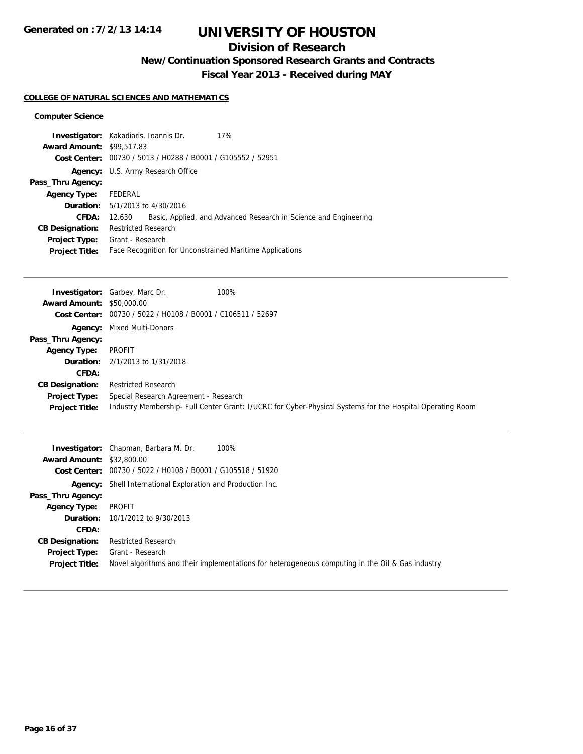# UNIVERSITY OF HOUSTON

## Division of Research

### New/Continuation Sponsored Research Grants and Contracts

### Fiscal Year 2013 - Received during MAY

**COLLEGE OF NATURAL SCIENCES AND MATHEMATICS**

**Computer Science**

**Investigator:** Kakadiaris, Ioannis Dr. 17%
**Award Amount:** $99,517.83
**Cost Center:** 00730 / 5013 / H0288 / B0001 / G105552 / 52951
**Agency:** U.S. Army Research Office
**Pass_Thru Agency:**
**Agency Type:** FEDERAL
**Duration:** 5/1/2013 to 4/30/2016
**CFDA:** 12.630 Basic, Applied, and Advanced Research in Science and Engineering
**CB Designation:** Restricted Research
**Project Type:** Grant - Research
**Project Title:** Face Recognition for Unconstrained Maritime Applications

---

**Investigator:** Garbey, Marc Dr. 100%
**Award Amount:** $50,000.00
**Cost Center:** 00730 / 5022 / H0108 / B0001 / C106511 / 52697
**Agency:** Mixed Multi-Donors
**Pass_Thru Agency:**
**Agency Type:** PROFIT
**Duration:** 2/1/2013 to 1/31/2018
**CFDA:**
**CB Designation:** Restricted Research
**Project Type:** Special Research Agreement - Research
**Project Title:** Industry Membership- Full Center Grant: I/UCRC for Cyber-Physical Systems for the Hospital Operating Room

---

**Investigator:** Chapman, Barbara M. Dr. 100%
**Award Amount:** $32,800.00
**Cost Center:** 00730 / 5022 / H0108 / B0001 / G105518 / 51920
**Agency:** Shell International Exploration and Production Inc.
**Pass_Thru Agency:**
**Agency Type:** PROFIT
**Duration:** 10/1/2012 to 9/30/2013
**CFDA:**
**CB Designation:** Restricted Research
**Project Type:** Grant - Research
**Project Title:** Novel algorithms and their implementations for heterogeneous computing in the Oil & Gas industry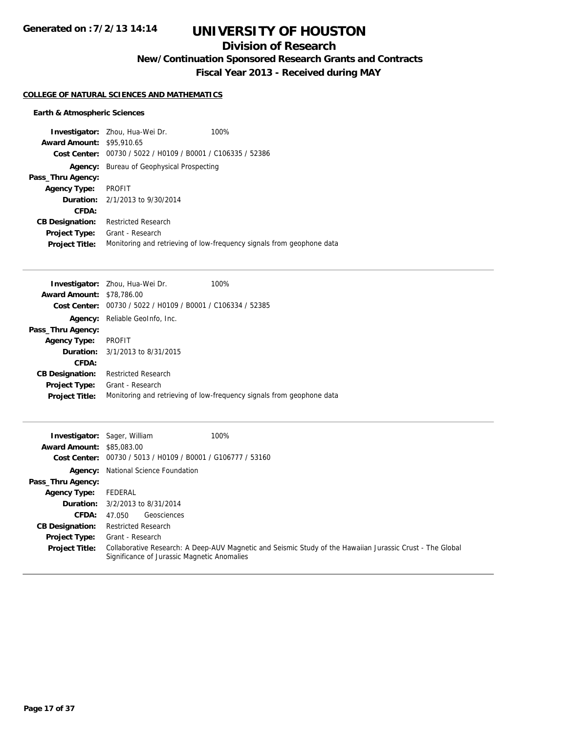**Generated on :7/2/13 14:14**

# UNIVERSITY OF HOUSTON

## Division of Research

### New/Continuation Sponsored Research Grants and Contracts

### Fiscal Year 2013 - Received during MAY

**COLLEGE OF NATURAL SCIENCES AND MATHEMATICS**

**Earth & Atmospheric Sciences**

**Investigator:** Zhou, Hua-Wei Dr. 100%
**Award Amount:** $95,910.65
**Cost Center:** 00730 / 5022 / H0109 / B0001 / C106335 / 52386
**Agency:** Bureau of Geophysical Prospecting
**Pass_Thru Agency:**
**Agency Type:** PROFIT
**Duration:** 2/1/2013 to 9/30/2014
**CFDA:**
**CB Designation:** Restricted Research
**Project Type:** Grant - Research
**Project Title:** Monitoring and retrieving of low-frequency signals from geophone data

---

**Investigator:** Zhou, Hua-Wei Dr. 100%
**Award Amount:** $78,786.00
**Cost Center:** 00730 / 5022 / H0109 / B0001 / C106334 / 52385
**Agency:** Reliable GeoInfo, Inc.
**Pass_Thru Agency:**
**Agency Type:** PROFIT
**Duration:** 3/1/2013 to 8/31/2015
**CFDA:**
**CB Designation:** Restricted Research
**Project Type:** Grant - Research
**Project Title:** Monitoring and retrieving of low-frequency signals from geophone data

---

**Investigator:** Sager, William 100%
**Award Amount:** $85,083.00
**Cost Center:** 00730 / 5013 / H0109 / B0001 / G106777 / 53160
**Agency:** National Science Foundation
**Pass_Thru Agency:**
**Agency Type:** FEDERAL
**Duration:** 3/2/2013 to 8/31/2014
**CFDA:** 47.050 Geosciences
**CB Designation:** Restricted Research
**Project Type:** Grant - Research
**Project Title:** Collaborative Research: A Deep-AUV Magnetic and Seismic Study of the Hawaiian Jurassic Crust - The Global Significance of Jurassic Magnetic Anomalies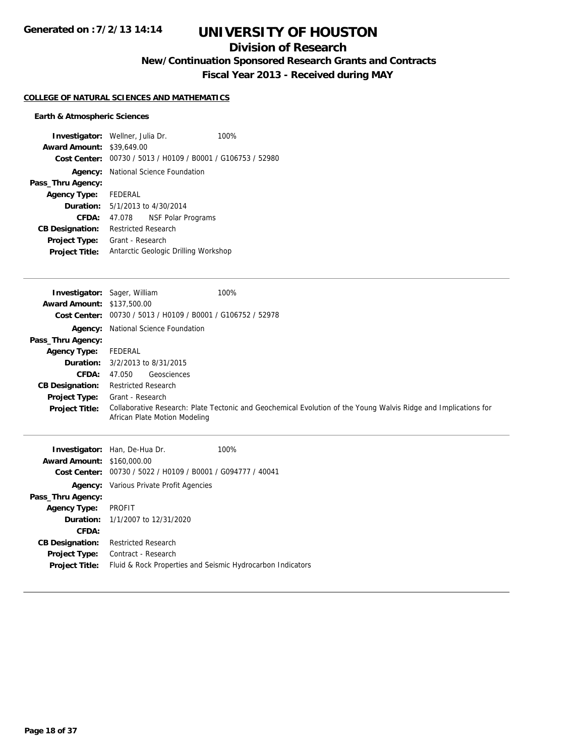# UNIVERSITY OF HOUSTON

## Division of Research

### New/Continuation Sponsored Research Grants and Contracts

### Fiscal Year 2013 - Received during MAY

**COLLEGE OF NATURAL SCIENCES AND MATHEMATICS**

**Earth & Atmospheric Sciences**

**Investigator:** Wellner, Julia Dr. 100%
**Award Amount:** $39,649.00
**Cost Center:** 00730 / 5013 / H0109 / B0001 / G106753 / 52980
**Agency:** National Science Foundation
**Pass_Thru Agency:**
**Agency Type:** FEDERAL
**Duration:** 5/1/2013 to 4/30/2014
**CFDA:** 47.078 NSF Polar Programs
**CB Designation:** Restricted Research
**Project Type:** Grant - Research
**Project Title:** Antarctic Geologic Drilling Workshop

---

**Investigator:** Sager, William 100%
**Award Amount:** $137,500.00
**Cost Center:** 00730 / 5013 / H0109 / B0001 / G106752 / 52978
**Agency:** National Science Foundation
**Pass_Thru Agency:**
**Agency Type:** FEDERAL
**Duration:** 3/2/2013 to 8/31/2015
**CFDA:** 47.050 Geosciences
**CB Designation:** Restricted Research
**Project Type:** Grant - Research
**Project Title:** Collaborative Research: Plate Tectonic and Geochemical Evolution of the Young Walvis Ridge and Implications for African Plate Motion Modeling

---

**Investigator:** Han, De-Hua Dr. 100%
**Award Amount:** $160,000.00
**Cost Center:** 00730 / 5022 / H0109 / B0001 / G094777 / 40041
**Agency:** Various Private Profit Agencies
**Pass_Thru Agency:**
**Agency Type:** PROFIT
**Duration:** 1/1/2007 to 12/31/2020
**CFDA:**
**CB Designation:** Restricted Research
**Project Type:** Contract - Research
**Project Title:** Fluid & Rock Properties and Seismic Hydrocarbon Indicators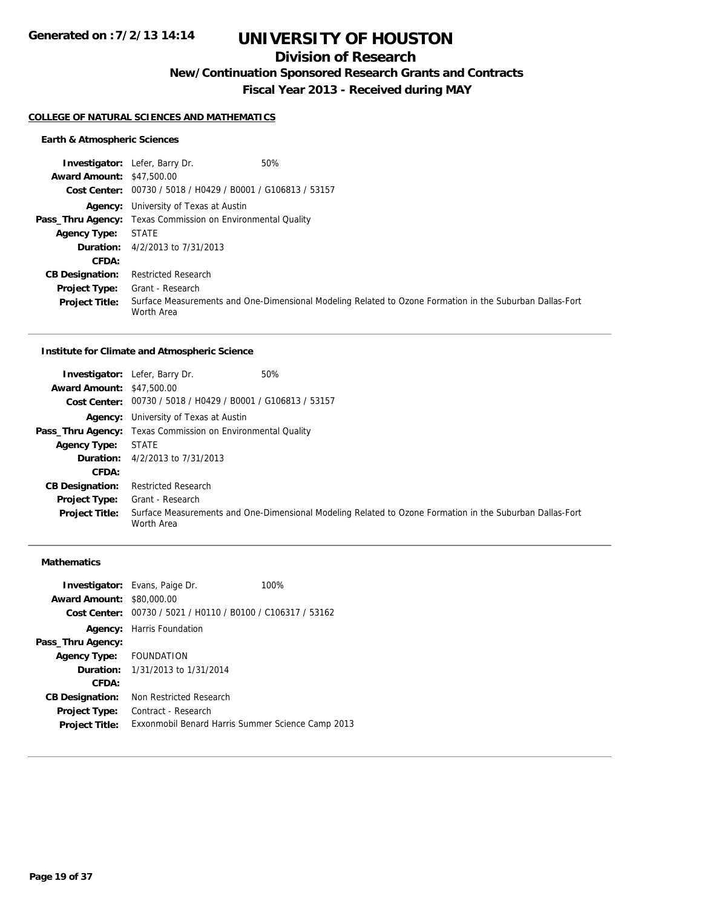# UNIVERSITY OF HOUSTON

## Division of Research

### New/Continuation Sponsored Research Grants and Contracts

### Fiscal Year 2013 - Received during MAY

Generated on : 7/2/13 14:14

**COLLEGE OF NATURAL SCIENCES AND MATHEMATICS**

**Earth & Atmospheric Sciences**

**Investigator:** Lefer, Barry Dr. 50%
**Award Amount:** \$47,500.00
**Cost Center:** 00730 / 5018 / H0429 / B0001 / G106813 / 53157
**Agency:** University of Texas at Austin
**Pass_Thru Agency:** Texas Commission on Environmental Quality
**Agency Type:** STATE
**Duration:** 4/2/2013 to 7/31/2013
**CFDA:**
**CB Designation:** Restricted Research
**Project Type:** Grant - Research
**Project Title:** Surface Measurements and One-Dimensional Modeling Related to Ozone Formation in the Suburban Dallas-Fort Worth Area

---

**Institute for Climate and Atmospheric Science**

**Investigator:** Lefer, Barry Dr. 50%
**Award Amount:** \$47,500.00
**Cost Center:** 00730 / 5018 / H0429 / B0001 / G106813 / 53157
**Agency:** University of Texas at Austin
**Pass_Thru Agency:** Texas Commission on Environmental Quality
**Agency Type:** STATE
**Duration:** 4/2/2013 to 7/31/2013
**CFDA:**
**CB Designation:** Restricted Research
**Project Type:** Grant - Research
**Project Title:** Surface Measurements and One-Dimensional Modeling Related to Ozone Formation in the Suburban Dallas-Fort Worth Area

---

**Mathematics**

**Investigator:** Evans, Paige Dr. 100%
**Award Amount:** \$80,000.00
**Cost Center:** 00730 / 5021 / H0110 / B0100 / C106317 / 53162
**Agency:** Harris Foundation
**Pass_Thru Agency:**
**Agency Type:** FOUNDATION
**Duration:** 1/31/2013 to 1/31/2014
**CFDA:**
**CB Designation:** Non Restricted Research
**Project Type:** Contract - Research
**Project Title:** Exxonmobil Benard Harris Summer Science Camp 2013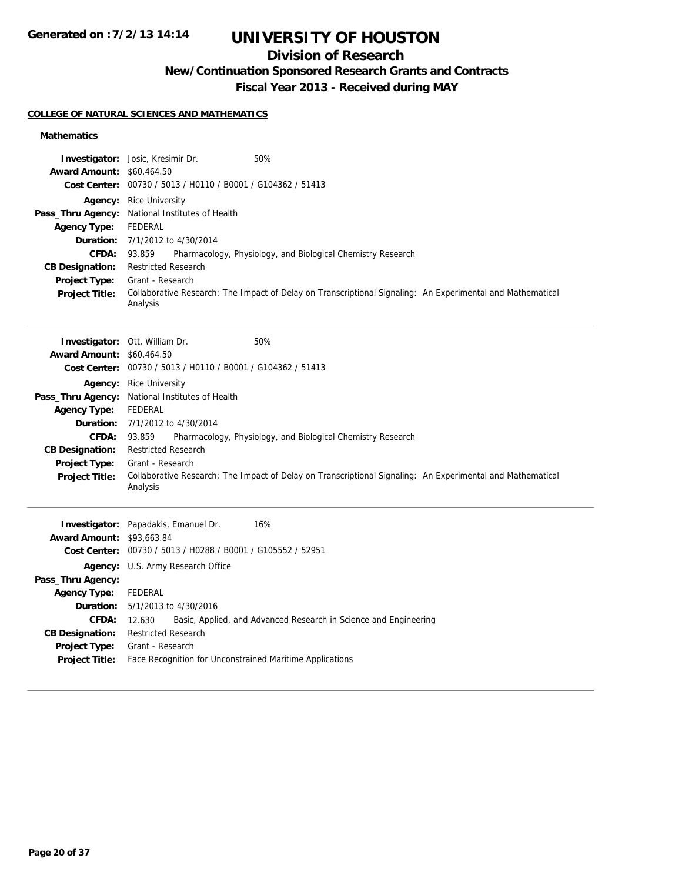# UNIVERSITY OF HOUSTON

## Division of Research

### New/Continuation Sponsored Research Grants and Contracts

### Fiscal Year 2013 - Received during MAY

**COLLEGE OF NATURAL SCIENCES AND MATHEMATICS**

**Mathematics**

**Investigator:** Josic, Kresimir Dr. 50%
**Award Amount:** $60,464.50
**Cost Center:** 00730 / 5013 / H0110 / B0001 / G104362 / 51413
**Agency:** Rice University
**Pass_Thru Agency:** National Institutes of Health
**Agency Type:** FEDERAL
**Duration:** 7/1/2012 to 4/30/2014
**CFDA:** 93.859 Pharmacology, Physiology, and Biological Chemistry Research
**CB Designation:** Restricted Research
**Project Type:** Grant - Research
**Project Title:** Collaborative Research: The Impact of Delay on Transcriptional Signaling: An Experimental and Mathematical Analysis

---

**Investigator:** Ott, William Dr. 50%
**Award Amount:** $60,464.50
**Cost Center:** 00730 / 5013 / H0110 / B0001 / G104362 / 51413
**Agency:** Rice University
**Pass_Thru Agency:** National Institutes of Health
**Agency Type:** FEDERAL
**Duration:** 7/1/2012 to 4/30/2014
**CFDA:** 93.859 Pharmacology, Physiology, and Biological Chemistry Research
**CB Designation:** Restricted Research
**Project Type:** Grant - Research
**Project Title:** Collaborative Research: The Impact of Delay on Transcriptional Signaling: An Experimental and Mathematical Analysis

---

**Investigator:** Papadakis, Emanuel Dr. 16%
**Award Amount:** $93,663.84
**Cost Center:** 00730 / 5013 / H0288 / B0001 / G105552 / 52951
**Agency:** U.S. Army Research Office
**Pass_Thru Agency:**
**Agency Type:** FEDERAL
**Duration:** 5/1/2013 to 4/30/2016
**CFDA:** 12.630 Basic, Applied, and Advanced Research in Science and Engineering
**CB Designation:** Restricted Research
**Project Type:** Grant - Research
**Project Title:** Face Recognition for Unconstrained Maritime Applications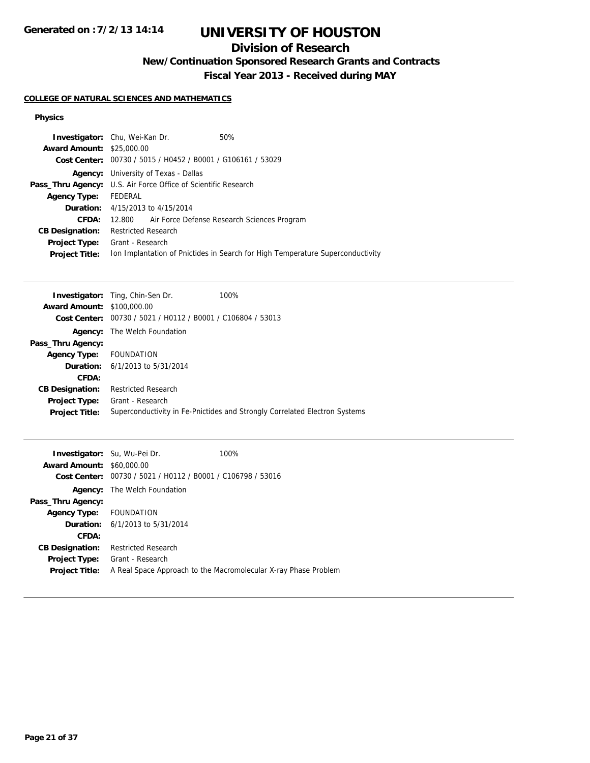# UNIVERSITY OF HOUSTON

## Division of Research

### New/Continuation Sponsored Research Grants and Contracts

### Fiscal Year 2013 - Received during MAY

Generated on :7/2/13 14:14

**COLLEGE OF NATURAL SCIENCES AND MATHEMATICS**

**Physics**

**Investigator:** Chu, Wei-Kan Dr. 50%
**Award Amount:** $25,000.00
**Cost Center:** 00730 / 5015 / H0452 / B0001 / G106161 / 53029
**Agency:** University of Texas - Dallas
**Pass_Thru Agency:** U.S. Air Force Office of Scientific Research
**Agency Type:** FEDERAL
**Duration:** 4/15/2013 to 4/15/2014
**CFDA:** 12.800 Air Force Defense Research Sciences Program
**CB Designation:** Restricted Research
**Project Type:** Grant - Research
**Project Title:** Ion Implantation of Pnictides in Search for High Temperature Superconductivity

---

**Investigator:** Ting, Chin-Sen Dr. 100%
**Award Amount:** $100,000.00
**Cost Center:** 00730 / 5021 / H0112 / B0001 / C106804 / 53013
**Agency:** The Welch Foundation
**Pass_Thru Agency:**
**Agency Type:** FOUNDATION
**Duration:** 6/1/2013 to 5/31/2014
**CFDA:**
**CB Designation:** Restricted Research
**Project Type:** Grant - Research
**Project Title:** Superconductivity in Fe-Pnictides and Strongly Correlated Electron Systems

---

**Investigator:** Su, Wu-Pei Dr. 100%
**Award Amount:** $60,000.00
**Cost Center:** 00730 / 5021 / H0112 / B0001 / C106798 / 53016
**Agency:** The Welch Foundation
**Pass_Thru Agency:**
**Agency Type:** FOUNDATION
**Duration:** 6/1/2013 to 5/31/2014
**CFDA:**
**CB Designation:** Restricted Research
**Project Type:** Grant - Research
**Project Title:** A Real Space Approach to the Macromolecular X-ray Phase Problem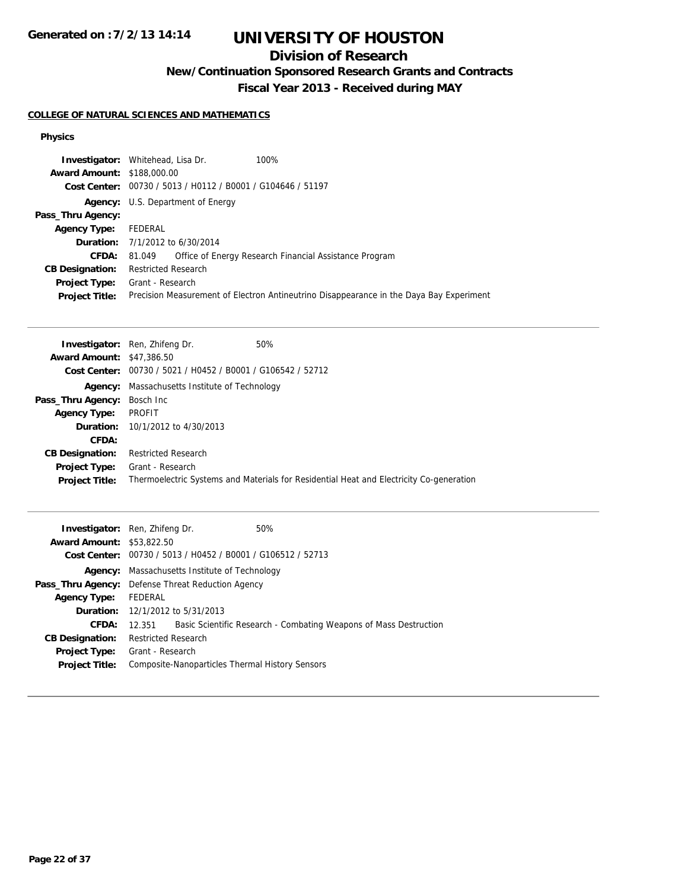# UNIVERSITY OF HOUSTON

## Division of Research

### New/Continuation Sponsored Research Grants and Contracts

### Fiscal Year 2013 - Received during MAY

Generated on : 7/2/13 14:14

**COLLEGE OF NATURAL SCIENCES AND MATHEMATICS**

**Physics**

| | |
|---|---|
| **Investigator:** | Whitehead, Lisa Dr. 100% |
| **Award Amount:** | $188,000.00 |
| **Cost Center:** | 00730 / 5013 / H0112 / B0001 / G104646 / 51197 |
| **Agency:** | U.S. Department of Energy |
| **Pass_Thru Agency:** | |
| **Agency Type:** | FEDERAL |
| **Duration:** | 7/1/2012 to 6/30/2014 |
| **CFDA:** | 81.049 Office of Energy Research Financial Assistance Program |
| **CB Designation:** | Restricted Research |
| **Project Type:** | Grant - Research |
| **Project Title:** | Precision Measurement of Electron Antineutrino Disappearance in the Daya Bay Experiment |

| | |
|---|---|
| **Investigator:** | Ren, Zhifeng Dr. 50% |
| **Award Amount:** | $47,386.50 |
| **Cost Center:** | 00730 / 5021 / H0452 / B0001 / G106542 / 52712 |
| **Agency:** | Massachusetts Institute of Technology |
| **Pass_Thru Agency:** | Bosch Inc |
| **Agency Type:** | PROFIT |
| **Duration:** | 10/1/2012 to 4/30/2013 |
| **CFDA:** | |
| **CB Designation:** | Restricted Research |
| **Project Type:** | Grant - Research |
| **Project Title:** | Thermoelectric Systems and Materials for Residential Heat and Electricity Co-generation |

| | |
|---|---|
| **Investigator:** | Ren, Zhifeng Dr. 50% |
| **Award Amount:** | $53,822.50 |
| **Cost Center:** | 00730 / 5013 / H0452 / B0001 / G106512 / 52713 |
| **Agency:** | Massachusetts Institute of Technology |
| **Pass_Thru Agency:** | Defense Threat Reduction Agency |
| **Agency Type:** | FEDERAL |
| **Duration:** | 12/1/2012 to 5/31/2013 |
| **CFDA:** | 12.351 Basic Scientific Research - Combating Weapons of Mass Destruction |
| **CB Designation:** | Restricted Research |
| **Project Type:** | Grant - Research |
| **Project Title:** | Composite-Nanoparticles Thermal History Sensors |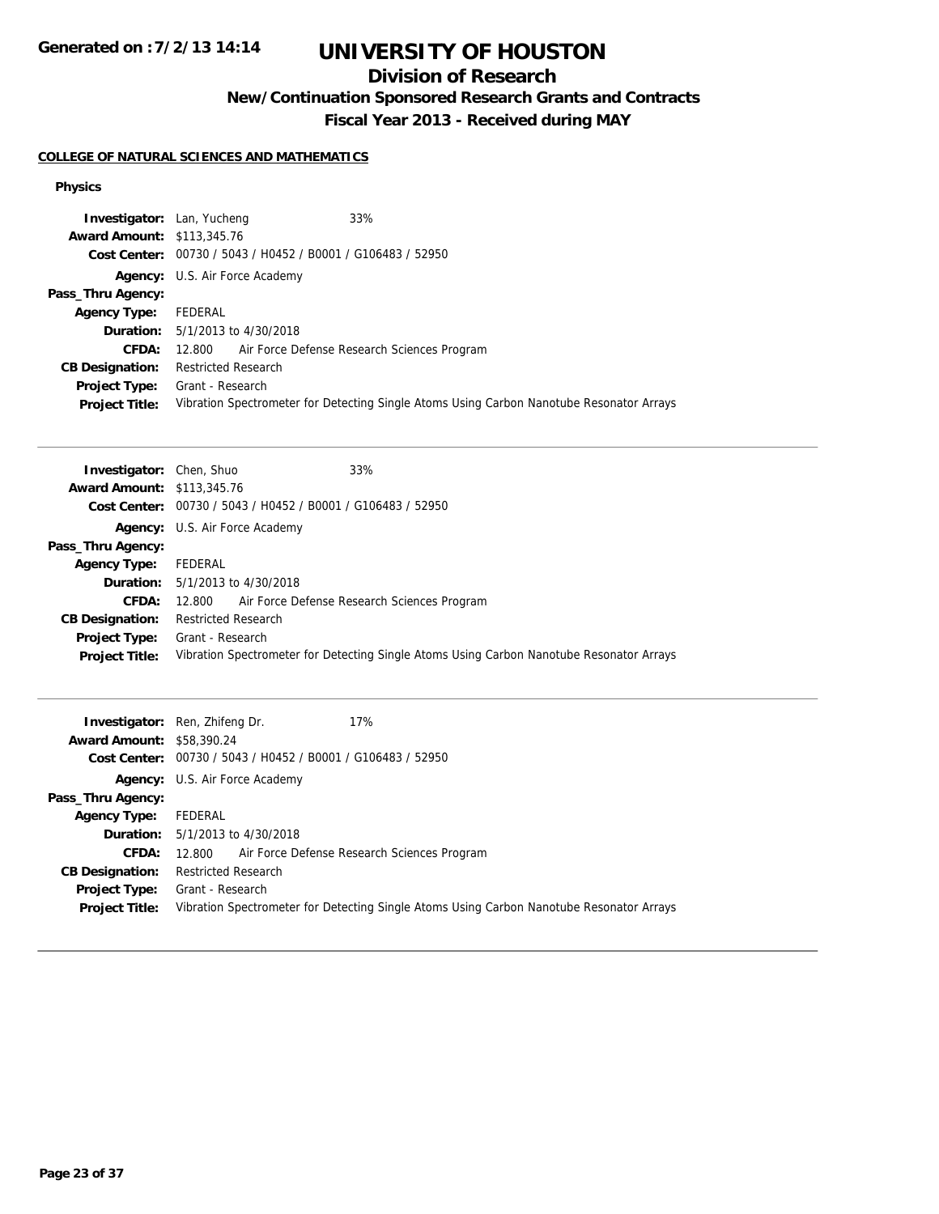# UNIVERSITY OF HOUSTON

## Division of Research

### New/Continuation Sponsored Research Grants and Contracts

### Fiscal Year 2013 - Received during MAY

**COLLEGE OF NATURAL SCIENCES AND MATHEMATICS**

**Physics**

**Investigator:** Lan, Yucheng 33%
**Award Amount:** $113,345.76
**Cost Center:** 00730 / 5043 / H0452 / B0001 / G106483 / 52950
**Agency:** U.S. Air Force Academy
**Pass_Thru Agency:**
**Agency Type:** FEDERAL
**Duration:** 5/1/2013 to 4/30/2018
**CFDA:** 12.800 Air Force Defense Research Sciences Program
**CB Designation:** Restricted Research
**Project Type:** Grant - Research
**Project Title:** Vibration Spectrometer for Detecting Single Atoms Using Carbon Nanotube Resonator Arrays

---

**Investigator:** Chen, Shuo 33%
**Award Amount:** $113,345.76
**Cost Center:** 00730 / 5043 / H0452 / B0001 / G106483 / 52950
**Agency:** U.S. Air Force Academy
**Pass_Thru Agency:**
**Agency Type:** FEDERAL
**Duration:** 5/1/2013 to 4/30/2018
**CFDA:** 12.800 Air Force Defense Research Sciences Program
**CB Designation:** Restricted Research
**Project Type:** Grant - Research
**Project Title:** Vibration Spectrometer for Detecting Single Atoms Using Carbon Nanotube Resonator Arrays

---

**Investigator:** Ren, Zhifeng Dr. 17%
**Award Amount:** $58,390.24
**Cost Center:** 00730 / 5043 / H0452 / B0001 / G106483 / 52950
**Agency:** U.S. Air Force Academy
**Pass_Thru Agency:**
**Agency Type:** FEDERAL
**Duration:** 5/1/2013 to 4/30/2018
**CFDA:** 12.800 Air Force Defense Research Sciences Program
**CB Designation:** Restricted Research
**Project Type:** Grant - Research
**Project Title:** Vibration Spectrometer for Detecting Single Atoms Using Carbon Nanotube Resonator Arrays

---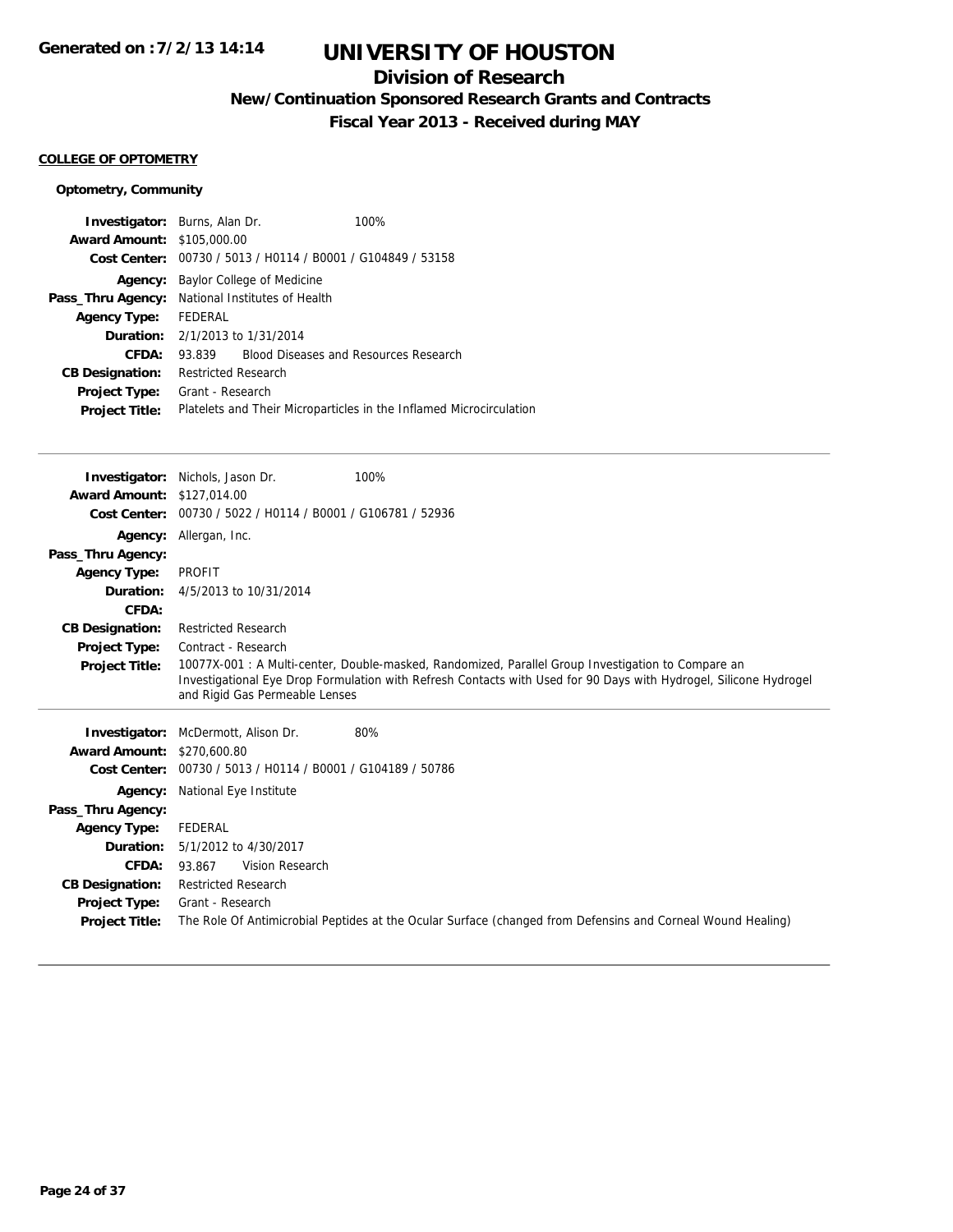# UNIVERSITY OF HOUSTON

## Division of Research

### New/Continuation Sponsored Research Grants and Contracts

### Fiscal Year 2013 - Received during MAY

Generated on : 7/2/13 14:14

**COLLEGE OF OPTOMETRY**

**Optometry, Community**

**Investigator:** Burns, Alan Dr. 100%
**Award Amount:** $105,000.00
**Cost Center:** 00730 / 5013 / H0114 / B0001 / G104849 / 53158
**Agency:** Baylor College of Medicine
**Pass_Thru Agency:** National Institutes of Health
**Agency Type:** FEDERAL
**Duration:** 2/1/2013 to 1/31/2014
**CFDA:** 93.839 Blood Diseases and Resources Research
**CB Designation:** Restricted Research
**Project Type:** Grant - Research
**Project Title:** Platelets and Their Microparticles in the Inflamed Microcirculation

---

**Investigator:** Nichols, Jason Dr. 100%
**Award Amount:** $127,014.00
**Cost Center:** 00730 / 5022 / H0114 / B0001 / G106781 / 52936
**Agency:** Allergan, Inc.
**Pass_Thru Agency:**
**Agency Type:** PROFIT
**Duration:** 4/5/2013 to 10/31/2014
**CFDA:**
**CB Designation:** Restricted Research
**Project Type:** Contract - Research
**Project Title:** 10077X-001 : A Multi-center, Double-masked, Randomized, Parallel Group Investigation to Compare an Investigational Eye Drop Formulation with Refresh Contacts with Used for 90 Days with Hydrogel, Silicone Hydrogel and Rigid Gas Permeable Lenses

---

**Investigator:** McDermott, Alison Dr. 80%
**Award Amount:** $270,600.80
**Cost Center:** 00730 / 5013 / H0114 / B0001 / G104189 / 50786
**Agency:** National Eye Institute
**Pass_Thru Agency:**
**Agency Type:** FEDERAL
**Duration:** 5/1/2012 to 4/30/2017
**CFDA:** 93.867 Vision Research
**CB Designation:** Restricted Research
**Project Type:** Grant - Research
**Project Title:** The Role Of Antimicrobial Peptides at the Ocular Surface (changed from Defensins and Corneal Wound Healing)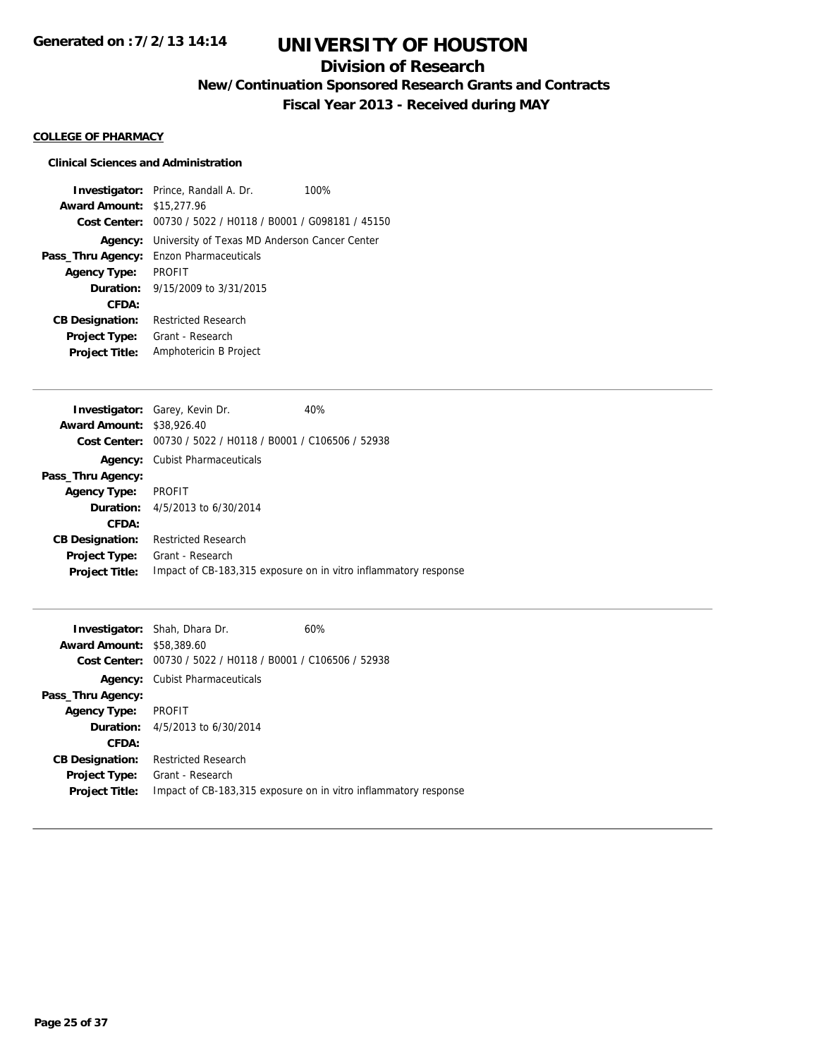# UNIVERSITY OF HOUSTON

## Division of Research

### New/Continuation Sponsored Research Grants and Contracts

### Fiscal Year 2013 - Received during MAY

**Generated on : 7/2/13 14:14**

**COLLEGE OF PHARMACY**

**Clinical Sciences and Administration**

**Investigator:** Prince, Randall A. Dr. 100%
**Award Amount:** $15,277.96
**Cost Center:** 00730 / 5022 / H0118 / B0001 / G098181 / 45150
**Agency:** University of Texas MD Anderson Cancer Center
**Pass_Thru Agency:** Enzon Pharmaceuticals
**Agency Type:** PROFIT
**Duration:** 9/15/2009 to 3/31/2015
**CFDA:**
**CB Designation:** Restricted Research
**Project Type:** Grant - Research
**Project Title:** Amphotericin B Project

---

**Investigator:** Garey, Kevin Dr. 40%
**Award Amount:** $38,926.40
**Cost Center:** 00730 / 5022 / H0118 / B0001 / C106506 / 52938
**Agency:** Cubist Pharmaceuticals
**Pass_Thru Agency:**
**Agency Type:** PROFIT
**Duration:** 4/5/2013 to 6/30/2014
**CFDA:**
**CB Designation:** Restricted Research
**Project Type:** Grant - Research
**Project Title:** Impact of CB-183,315 exposure on in vitro inflammatory response

---

**Investigator:** Shah, Dhara Dr. 60%
**Award Amount:** $58,389.60
**Cost Center:** 00730 / 5022 / H0118 / B0001 / C106506 / 52938
**Agency:** Cubist Pharmaceuticals
**Pass_Thru Agency:**
**Agency Type:** PROFIT
**Duration:** 4/5/2013 to 6/30/2014
**CFDA:**
**CB Designation:** Restricted Research
**Project Type:** Grant - Research
**Project Title:** Impact of CB-183,315 exposure on in vitro inflammatory response

---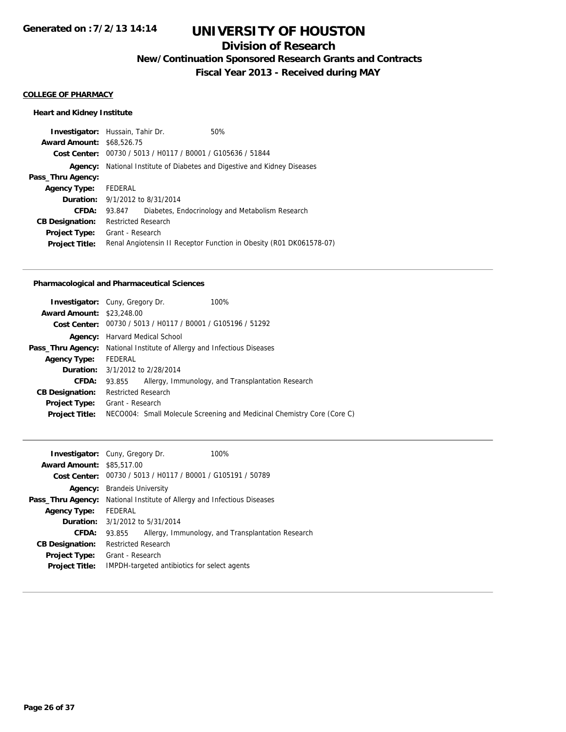**Generated on :7/2/13 14:14**

# UNIVERSITY OF HOUSTON

## Division of Research

### New/Continuation Sponsored Research Grants and Contracts

### Fiscal Year 2013 - Received during MAY

**COLLEGE OF PHARMACY**

**Heart and Kidney Institute**

**Investigator:** Hussain, Tahir Dr. 50%
**Award Amount:** $68,526.75
**Cost Center:** 00730 / 5013 / H0117 / B0001 / G105636 / 51844
**Agency:** National Institute of Diabetes and Digestive and Kidney Diseases
**Pass_Thru Agency:**
**Agency Type:** FEDERAL
**Duration:** 9/1/2012 to 8/31/2014
**CFDA:** 93.847 Diabetes, Endocrinology and Metabolism Research
**CB Designation:** Restricted Research
**Project Type:** Grant - Research
**Project Title:** Renal Angiotensin II Receptor Function in Obesity (R01 DK061578-07)

---

**Pharmacological and Pharmaceutical Sciences**

**Investigator:** Cuny, Gregory Dr. 100%
**Award Amount:** $23,248.00
**Cost Center:** 00730 / 5013 / H0117 / B0001 / G105196 / 51292
**Agency:** Harvard Medical School
**Pass_Thru Agency:** National Institute of Allergy and Infectious Diseases
**Agency Type:** FEDERAL
**Duration:** 3/1/2012 to 2/28/2014
**CFDA:** 93.855 Allergy, Immunology, and Transplantation Research
**CB Designation:** Restricted Research
**Project Type:** Grant - Research
**Project Title:** NECO004: Small Molecule Screening and Medicinal Chemistry Core (Core C)

---

**Investigator:** Cuny, Gregory Dr. 100%
**Award Amount:** $85,517.00
**Cost Center:** 00730 / 5013 / H0117 / B0001 / G105191 / 50789
**Agency:** Brandeis University
**Pass_Thru Agency:** National Institute of Allergy and Infectious Diseases
**Agency Type:** FEDERAL
**Duration:** 3/1/2012 to 5/31/2014
**CFDA:** 93.855 Allergy, Immunology, and Transplantation Research
**CB Designation:** Restricted Research
**Project Type:** Grant - Research
**Project Title:** IMPDH-targeted antibiotics for select agents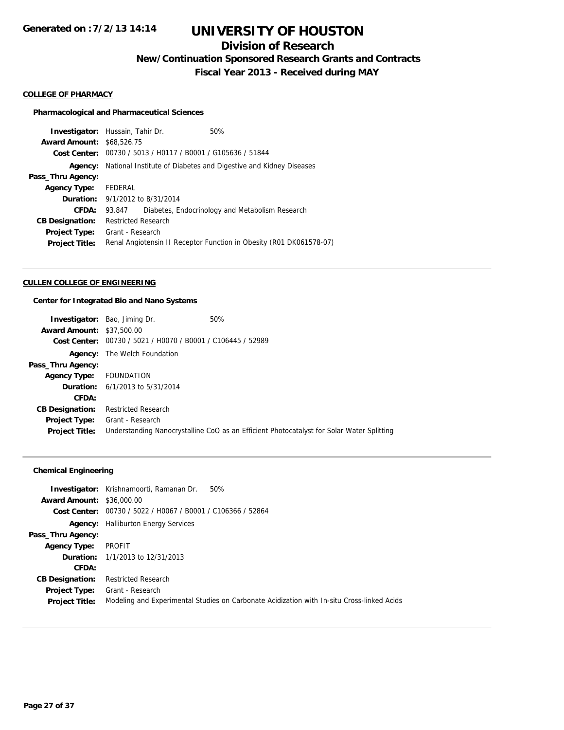# UNIVERSITY OF HOUSTON

## Division of Research

### New/Continuation Sponsored Research Grants and Contracts

### Fiscal Year 2013 - Received during MAY

Generated on : 7/2/13 14:14

**COLLEGE OF PHARMACY**

**Pharmacological and Pharmaceutical Sciences**

**Investigator:** Hussain, Tahir Dr. 50%
**Award Amount:** $68,526.75
**Cost Center:** 00730 / 5013 / H0117 / B0001 / G105636 / 51844
**Agency:** National Institute of Diabetes and Digestive and Kidney Diseases
**Pass_Thru Agency:**
**Agency Type:** FEDERAL
**Duration:** 9/1/2012 to 8/31/2014
**CFDA:** 93.847 Diabetes, Endocrinology and Metabolism Research
**CB Designation:** Restricted Research
**Project Type:** Grant - Research
**Project Title:** Renal Angiotensin II Receptor Function in Obesity (R01 DK061578-07)

---

**CULLEN COLLEGE OF ENGINEERING**

**Center for Integrated Bio and Nano Systems**

**Investigator:** Bao, Jiming Dr. 50%
**Award Amount:** $37,500.00
**Cost Center:** 00730 / 5021 / H0070 / B0001 / C106445 / 52989
**Agency:** The Welch Foundation
**Pass_Thru Agency:**
**Agency Type:** FOUNDATION
**Duration:** 6/1/2013 to 5/31/2014
**CFDA:**
**CB Designation:** Restricted Research
**Project Type:** Grant - Research
**Project Title:** Understanding Nanocrystalline CoO as an Efficient Photocatalyst for Solar Water Splitting

---

**Chemical Engineering**

**Investigator:** Krishnamoorti, Ramanan Dr. 50%
**Award Amount:** $36,000.00
**Cost Center:** 00730 / 5022 / H0067 / B0001 / C106366 / 52864
**Agency:** Halliburton Energy Services
**Pass_Thru Agency:**
**Agency Type:** PROFIT
**Duration:** 1/1/2013 to 12/31/2013
**CFDA:**
**CB Designation:** Restricted Research
**Project Type:** Grant - Research
**Project Title:** Modeling and Experimental Studies on Carbonate Acidization with In-situ Cross-linked Acids

---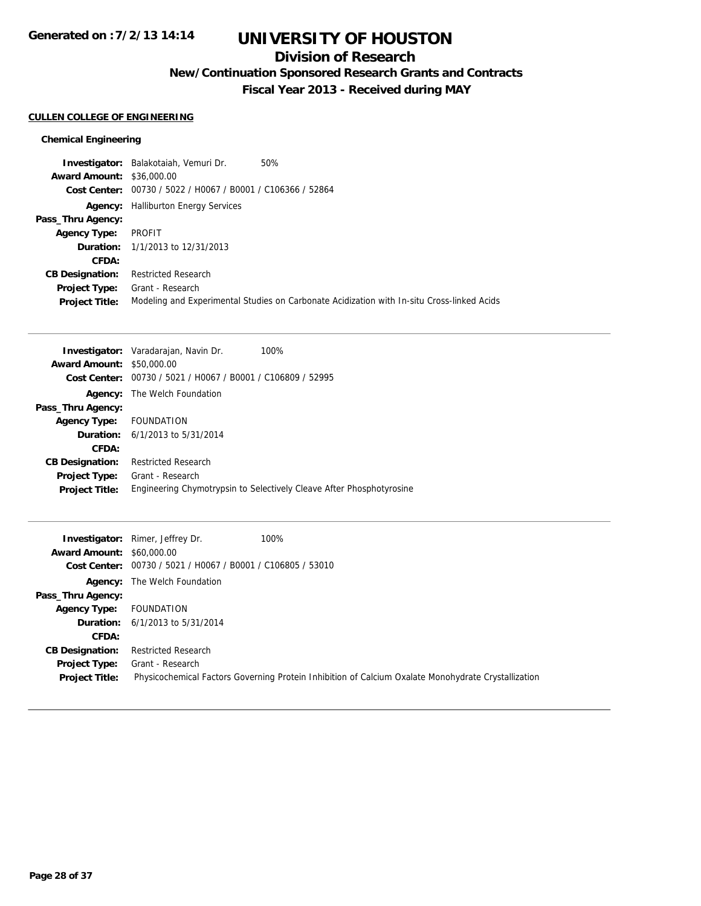# UNIVERSITY OF HOUSTON

## Division of Research

### New/Continuation Sponsored Research Grants and Contracts

### Fiscal Year 2013 - Received during MAY

**CULLEN COLLEGE OF ENGINEERING**

**Chemical Engineering**

**Investigator:** Balakotaiah, Vemuri Dr. 50%
**Award Amount:** $36,000.00
**Cost Center:** 00730 / 5022 / H0067 / B0001 / C106366 / 52864
**Agency:** Halliburton Energy Services
**Pass_Thru Agency:**
**Agency Type:** PROFIT
**Duration:** 1/1/2013 to 12/31/2013
**CFDA:**
**CB Designation:** Restricted Research
**Project Type:** Grant - Research
**Project Title:** Modeling and Experimental Studies on Carbonate Acidization with In-situ Cross-linked Acids

---

**Investigator:** Varadarajan, Navin Dr. 100%
**Award Amount:** $50,000.00
**Cost Center:** 00730 / 5021 / H0067 / B0001 / C106809 / 52995
**Agency:** The Welch Foundation
**Pass_Thru Agency:**
**Agency Type:** FOUNDATION
**Duration:** 6/1/2013 to 5/31/2014
**CFDA:**
**CB Designation:** Restricted Research
**Project Type:** Grant - Research
**Project Title:** Engineering Chymotrypsin to Selectively Cleave After Phosphotyrosine

---

**Investigator:** Rimer, Jeffrey Dr. 100%
**Award Amount:** $60,000.00
**Cost Center:** 00730 / 5021 / H0067 / B0001 / C106805 / 53010
**Agency:** The Welch Foundation
**Pass_Thru Agency:**
**Agency Type:** FOUNDATION
**Duration:** 6/1/2013 to 5/31/2014
**CFDA:**
**CB Designation:** Restricted Research
**Project Type:** Grant - Research
**Project Title:** Physicochemical Factors Governing Protein Inhibition of Calcium Oxalate Monohydrate Crystallization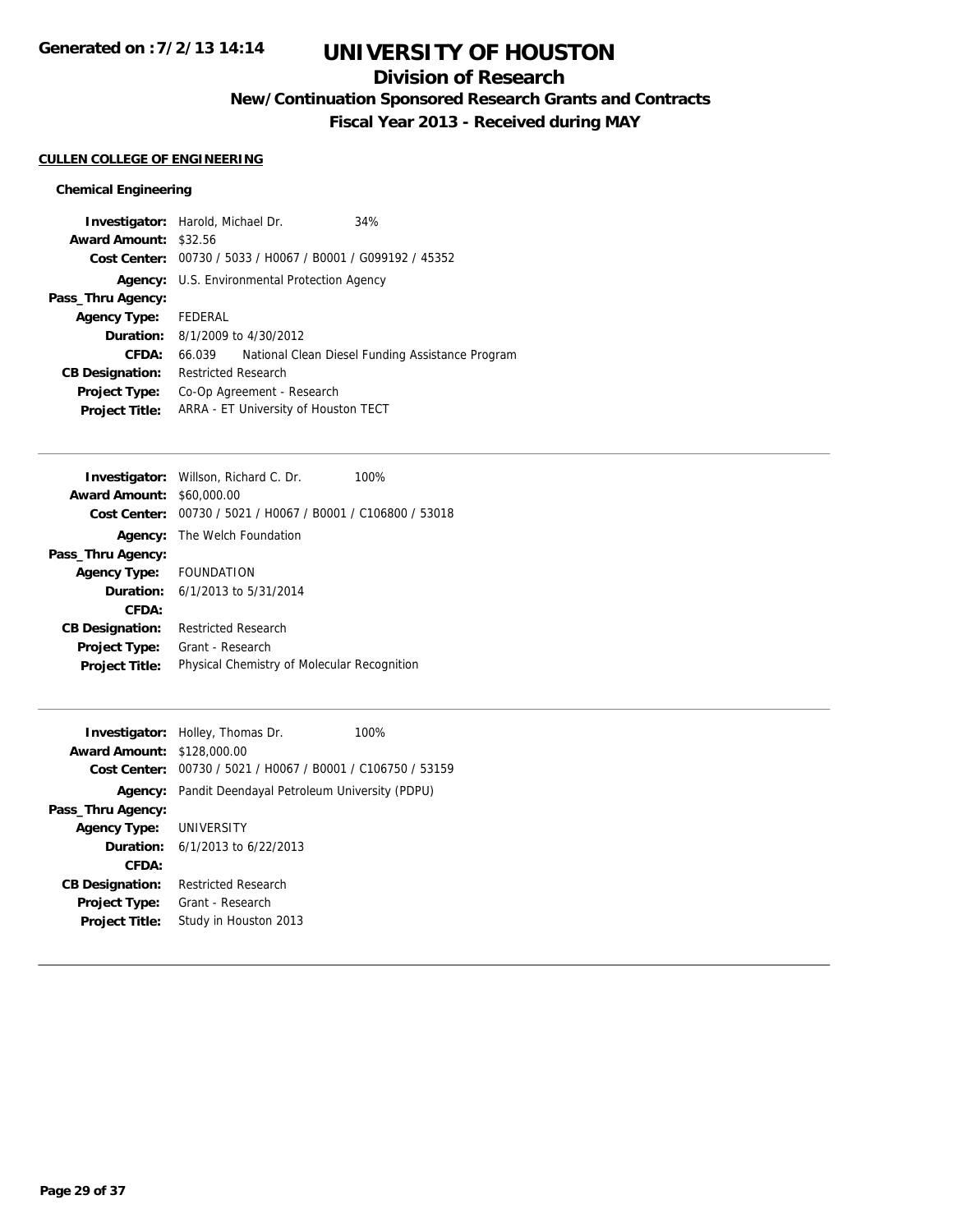# UNIVERSITY OF HOUSTON

## Division of Research

### New/Continuation Sponsored Research Grants and Contracts

### Fiscal Year 2013 - Received during MAY

**CULLEN COLLEGE OF ENGINEERING**

**Chemical Engineering**

**Investigator:** Harold, Michael Dr. 34%
**Award Amount:** $32.56
**Cost Center:** 00730 / 5033 / H0067 / B0001 / G099192 / 45352
**Agency:** U.S. Environmental Protection Agency
**Pass_Thru Agency:**
**Agency Type:** FEDERAL
**Duration:** 8/1/2009 to 4/30/2012
**CFDA:** 66.039 National Clean Diesel Funding Assistance Program
**CB Designation:** Restricted Research
**Project Type:** Co-Op Agreement - Research
**Project Title:** ARRA - ET University of Houston TECT

---

**Investigator:** Willson, Richard C. Dr. 100%
**Award Amount:** $60,000.00
**Cost Center:** 00730 / 5021 / H0067 / B0001 / C106800 / 53018
**Agency:** The Welch Foundation
**Pass_Thru Agency:**
**Agency Type:** FOUNDATION
**Duration:** 6/1/2013 to 5/31/2014
**CFDA:**
**CB Designation:** Restricted Research
**Project Type:** Grant - Research
**Project Title:** Physical Chemistry of Molecular Recognition

---

**Investigator:** Holley, Thomas Dr. 100%
**Award Amount:** $128,000.00
**Cost Center:** 00730 / 5021 / H0067 / B0001 / C106750 / 53159
**Agency:** Pandit Deendayal Petroleum University (PDPU)
**Pass_Thru Agency:**
**Agency Type:** UNIVERSITY
**Duration:** 6/1/2013 to 6/22/2013
**CFDA:**
**CB Designation:** Restricted Research
**Project Type:** Grant - Research
**Project Title:** Study in Houston 2013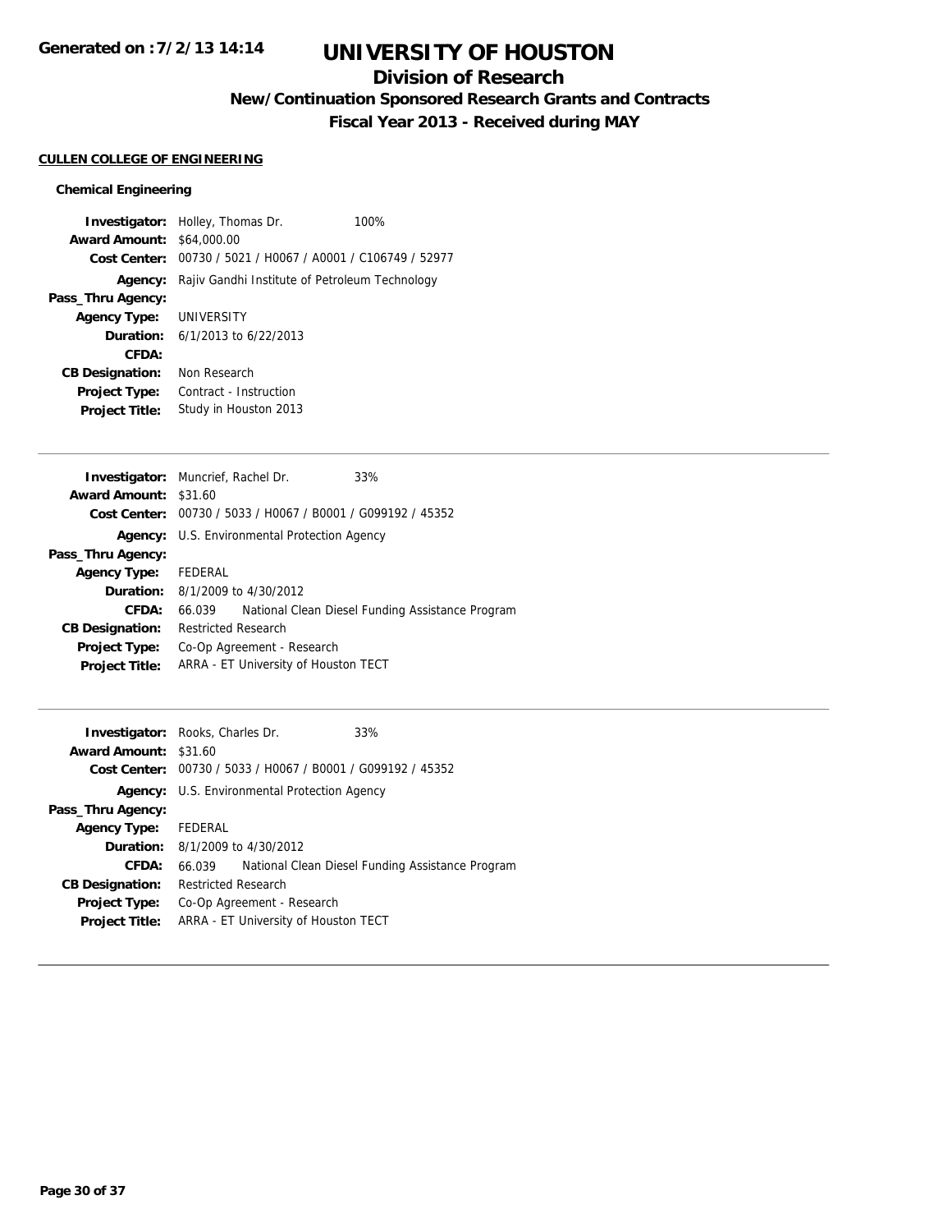**Generated on :7/2/13 14:14**

# UNIVERSITY OF HOUSTON

## Division of Research

### New/Continuation Sponsored Research Grants and Contracts

### Fiscal Year 2013 - Received during MAY

**CULLEN COLLEGE OF ENGINEERING**

**Chemical Engineering**

**Investigator:** Holley, Thomas Dr. 100%
**Award Amount:** $64,000.00
**Cost Center:** 00730 / 5021 / H0067 / A0001 / C106749 / 52977
**Agency:** Rajiv Gandhi Institute of Petroleum Technology
**Pass_Thru Agency:**
**Agency Type:** UNIVERSITY
**Duration:** 6/1/2013 to 6/22/2013
**CFDA:**
**CB Designation:** Non Research
**Project Type:** Contract - Instruction
**Project Title:** Study in Houston 2013

---

**Investigator:** Muncrief, Rachel Dr. 33%
**Award Amount:** $31.60
**Cost Center:** 00730 / 5033 / H0067 / B0001 / G099192 / 45352
**Agency:** U.S. Environmental Protection Agency
**Pass_Thru Agency:**
**Agency Type:** FEDERAL
**Duration:** 8/1/2009 to 4/30/2012
**CFDA:** 66.039 National Clean Diesel Funding Assistance Program
**CB Designation:** Restricted Research
**Project Type:** Co-Op Agreement - Research
**Project Title:** ARRA - ET University of Houston TECT

---

**Investigator:** Rooks, Charles Dr. 33%
**Award Amount:** $31.60
**Cost Center:** 00730 / 5033 / H0067 / B0001 / G099192 / 45352
**Agency:** U.S. Environmental Protection Agency
**Pass_Thru Agency:**
**Agency Type:** FEDERAL
**Duration:** 8/1/2009 to 4/30/2012
**CFDA:** 66.039 National Clean Diesel Funding Assistance Program
**CB Designation:** Restricted Research
**Project Type:** Co-Op Agreement - Research
**Project Title:** ARRA - ET University of Houston TECT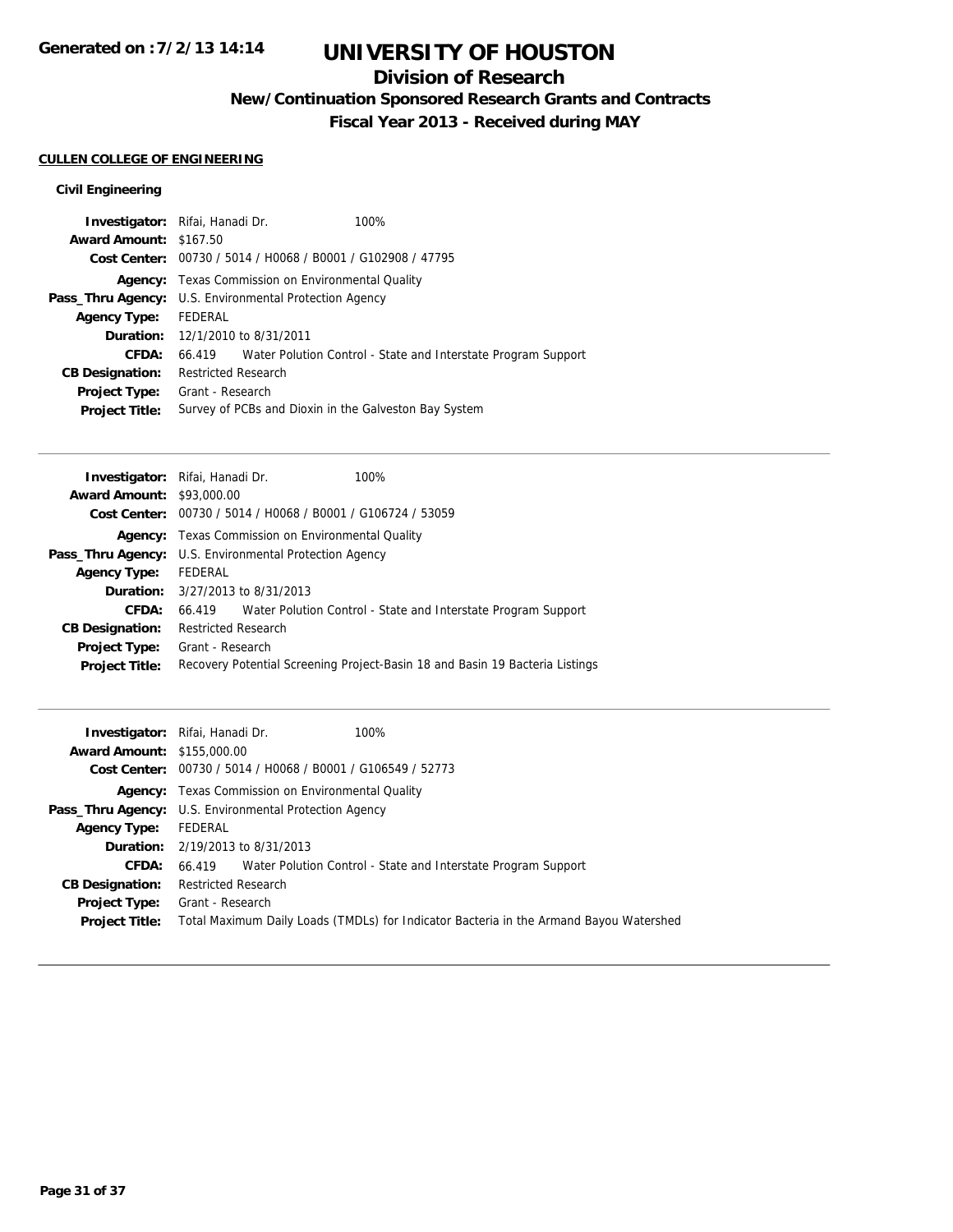# UNIVERSITY OF HOUSTON

## Division of Research

### New/Continuation Sponsored Research Grants and Contracts

### Fiscal Year 2013 - Received during MAY

**CULLEN COLLEGE OF ENGINEERING**

**Civil Engineering**

**Investigator:** Rifai, Hanadi Dr. 100%
**Award Amount:** $167.50
**Cost Center:** 00730 / 5014 / H0068 / B0001 / G102908 / 47795
**Agency:** Texas Commission on Environmental Quality
**Pass_Thru Agency:** U.S. Environmental Protection Agency
**Agency Type:** FEDERAL
**Duration:** 12/1/2010 to 8/31/2011
**CFDA:** 66.419 Water Polution Control - State and Interstate Program Support
**CB Designation:** Restricted Research
**Project Type:** Grant - Research
**Project Title:** Survey of PCBs and Dioxin in the Galveston Bay System

---

**Investigator:** Rifai, Hanadi Dr. 100%
**Award Amount:** $93,000.00
**Cost Center:** 00730 / 5014 / H0068 / B0001 / G106724 / 53059
**Agency:** Texas Commission on Environmental Quality
**Pass_Thru Agency:** U.S. Environmental Protection Agency
**Agency Type:** FEDERAL
**Duration:** 3/27/2013 to 8/31/2013
**CFDA:** 66.419 Water Polution Control - State and Interstate Program Support
**CB Designation:** Restricted Research
**Project Type:** Grant - Research
**Project Title:** Recovery Potential Screening Project-Basin 18 and Basin 19 Bacteria Listings

---

**Investigator:** Rifai, Hanadi Dr. 100%
**Award Amount:** $155,000.00
**Cost Center:** 00730 / 5014 / H0068 / B0001 / G106549 / 52773
**Agency:** Texas Commission on Environmental Quality
**Pass_Thru Agency:** U.S. Environmental Protection Agency
**Agency Type:** FEDERAL
**Duration:** 2/19/2013 to 8/31/2013
**CFDA:** 66.419 Water Polution Control - State and Interstate Program Support
**CB Designation:** Restricted Research
**Project Type:** Grant - Research
**Project Title:** Total Maximum Daily Loads (TMDLs) for Indicator Bacteria in the Armand Bayou Watershed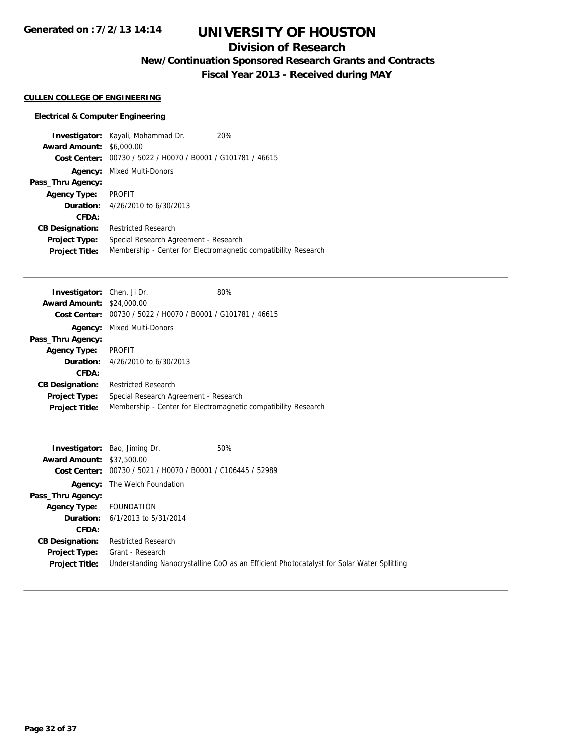# UNIVERSITY OF HOUSTON

## Division of Research

### New/Continuation Sponsored Research Grants and Contracts

### Fiscal Year 2013 - Received during MAY

**Generated on : 7/2/13 14:14**

#### CULLEN COLLEGE OF ENGINEERING

**Electrical & Computer Engineering**

**Investigator:** Kayali, Mohammad Dr. 20%
**Award Amount:** $6,000.00
**Cost Center:** 00730 / 5022 / H0070 / B0001 / G101781 / 46615
**Agency:** Mixed Multi-Donors
**Pass_Thru Agency:**
**Agency Type:** PROFIT
**Duration:** 4/26/2010 to 6/30/2013
**CFDA:**
**CB Designation:** Restricted Research
**Project Type:** Special Research Agreement - Research
**Project Title:** Membership - Center for Electromagnetic compatibility Research

---

**Investigator:** Chen, Ji Dr. 80%
**Award Amount:** $24,000.00
**Cost Center:** 00730 / 5022 / H0070 / B0001 / G101781 / 46615
**Agency:** Mixed Multi-Donors
**Pass_Thru Agency:**
**Agency Type:** PROFIT
**Duration:** 4/26/2010 to 6/30/2013
**CFDA:**
**CB Designation:** Restricted Research
**Project Type:** Special Research Agreement - Research
**Project Title:** Membership - Center for Electromagnetic compatibility Research

---

**Investigator:** Bao, Jiming Dr. 50%
**Award Amount:** $37,500.00
**Cost Center:** 00730 / 5021 / H0070 / B0001 / C106445 / 52989
**Agency:** The Welch Foundation
**Pass_Thru Agency:**
**Agency Type:** FOUNDATION
**Duration:** 6/1/2013 to 5/31/2014
**CFDA:**
**CB Designation:** Restricted Research
**Project Type:** Grant - Research
**Project Title:** Understanding Nanocrystalline CoO as an Efficient Photocatalyst for Solar Water Splitting

---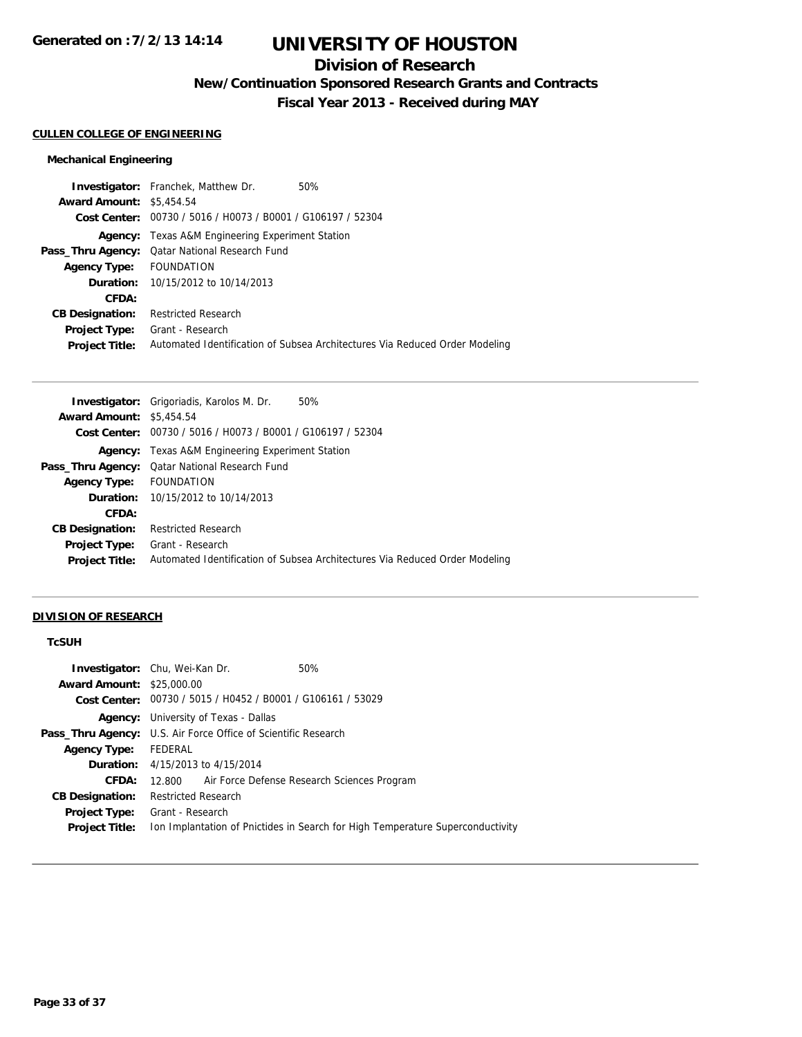# UNIVERSITY OF HOUSTON

## Division of Research

### New/Continuation Sponsored Research Grants and Contracts

### Fiscal Year 2013 - Received during MAY

**CULLEN COLLEGE OF ENGINEERING**

**Mechanical Engineering**

**Investigator:** Franchek, Matthew Dr. 50%
**Award Amount:** $5,454.54
**Cost Center:** 00730 / 5016 / H0073 / B0001 / G106197 / 52304
**Agency:** Texas A&M Engineering Experiment Station
**Pass_Thru Agency:** Qatar National Research Fund
**Agency Type:** FOUNDATION
**Duration:** 10/15/2012 to 10/14/2013
**CFDA:**
**CB Designation:** Restricted Research
**Project Type:** Grant - Research
**Project Title:** Automated Identification of Subsea Architectures Via Reduced Order Modeling

---

**Investigator:** Grigoriadis, Karolos M. Dr. 50%
**Award Amount:** $5,454.54
**Cost Center:** 00730 / 5016 / H0073 / B0001 / G106197 / 52304
**Agency:** Texas A&M Engineering Experiment Station
**Pass_Thru Agency:** Qatar National Research Fund
**Agency Type:** FOUNDATION
**Duration:** 10/15/2012 to 10/14/2013
**CFDA:**
**CB Designation:** Restricted Research
**Project Type:** Grant - Research
**Project Title:** Automated Identification of Subsea Architectures Via Reduced Order Modeling

---

**DIVISION OF RESEARCH**

**TcSUH**

**Investigator:** Chu, Wei-Kan Dr. 50%
**Award Amount:** $25,000.00
**Cost Center:** 00730 / 5015 / H0452 / B0001 / G106161 / 53029
**Agency:** University of Texas - Dallas
**Pass_Thru Agency:** U.S. Air Force Office of Scientific Research
**Agency Type:** FEDERAL
**Duration:** 4/15/2013 to 4/15/2014
**CFDA:** 12.800 Air Force Defense Research Sciences Program
**CB Designation:** Restricted Research
**Project Type:** Grant - Research
**Project Title:** Ion Implantation of Pnictides in Search for High Temperature Superconductivity

---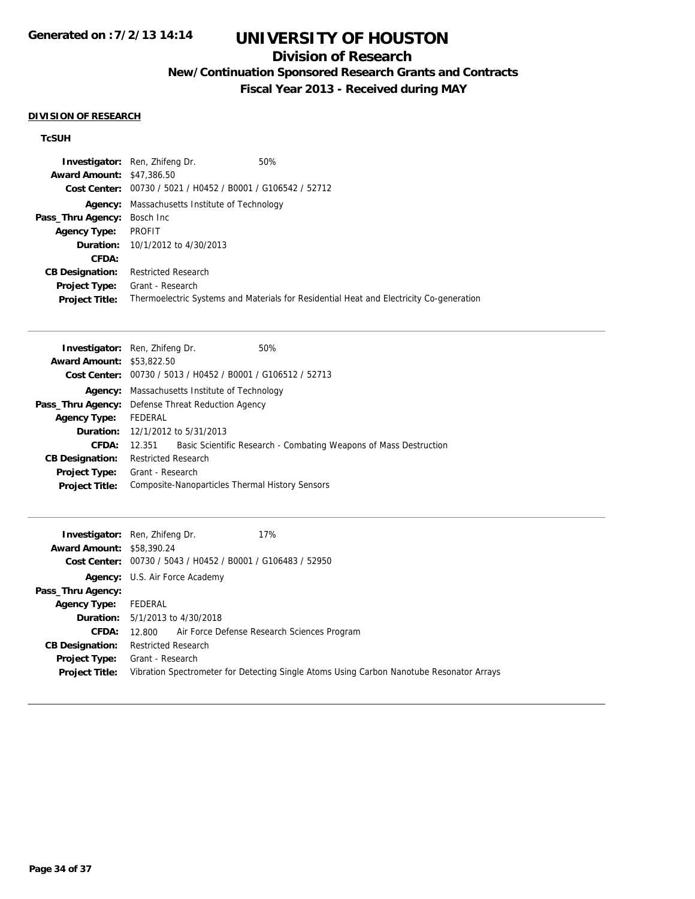**Generated on :7/2/13 14:14**

# UNIVERSITY OF HOUSTON

## Division of Research

### New/Continuation Sponsored Research Grants and Contracts

### Fiscal Year 2013 - Received during MAY

**DIVISION OF RESEARCH**

**TcSUH**

| | | |
|---|---|---|
| **Investigator:** | Ren, Zhifeng Dr. | 50% |
| **Award Amount:** | $47,386.50 | |
| **Cost Center:** | 00730 / 5021 / H0452 / B0001 / G106542 / 52712 | |
| **Agency:** | Massachusetts Institute of Technology | |
| **Pass_Thru Agency:** | Bosch Inc | |
| **Agency Type:** | PROFIT | |
| **Duration:** | 10/1/2012 to 4/30/2013 | |
| **CFDA:** | | |
| **CB Designation:** | Restricted Research | |
| **Project Type:** | Grant - Research | |
| **Project Title:** | Thermoelectric Systems and Materials for Residential Heat and Electricity Co-generation | |

---

| | | |
|---|---|---|
| **Investigator:** | Ren, Zhifeng Dr. | 50% |
| **Award Amount:** | $53,822.50 | |
| **Cost Center:** | 00730 / 5013 / H0452 / B0001 / G106512 / 52713 | |
| **Agency:** | Massachusetts Institute of Technology | |
| **Pass_Thru Agency:** | Defense Threat Reduction Agency | |
| **Agency Type:** | FEDERAL | |
| **Duration:** | 12/1/2012 to 5/31/2013 | |
| **CFDA:** | 12.351 | Basic Scientific Research - Combating Weapons of Mass Destruction |
| **CB Designation:** | Restricted Research | |
| **Project Type:** | Grant - Research | |
| **Project Title:** | Composite-Nanoparticles Thermal History Sensors | |

---

| | | |
|---|---|---|
| **Investigator:** | Ren, Zhifeng Dr. | 17% |
| **Award Amount:** | $58,390.24 | |
| **Cost Center:** | 00730 / 5043 / H0452 / B0001 / G106483 / 52950 | |
| **Agency:** | U.S. Air Force Academy | |
| **Pass_Thru Agency:** | | |
| **Agency Type:** | FEDERAL | |
| **Duration:** | 5/1/2013 to 4/30/2018 | |
| **CFDA:** | 12.800 | Air Force Defense Research Sciences Program |
| **CB Designation:** | Restricted Research | |
| **Project Type:** | Grant - Research | |
| **Project Title:** | Vibration Spectrometer for Detecting Single Atoms Using Carbon Nanotube Resonator Arrays | |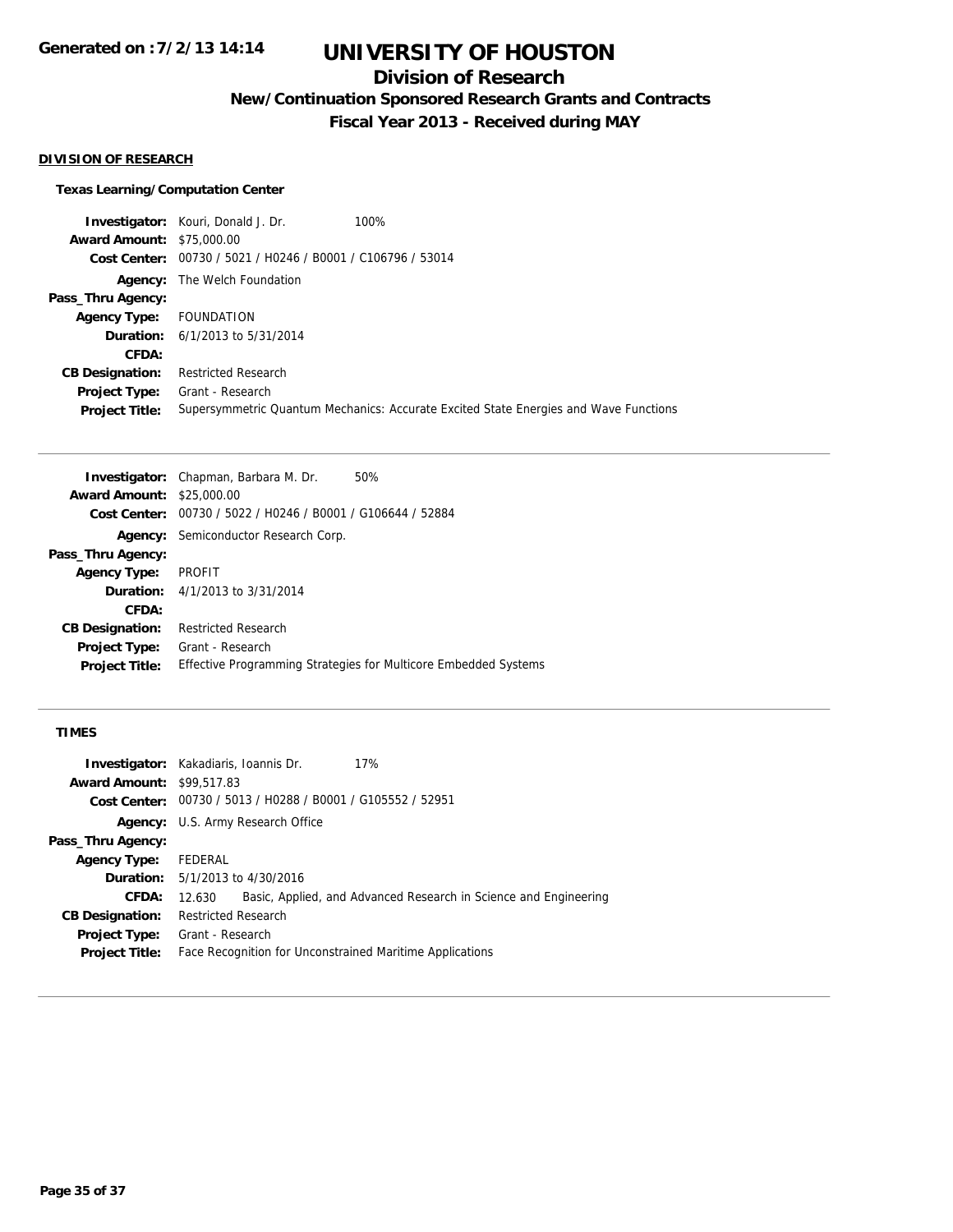# UNIVERSITY OF HOUSTON

## Division of Research

### New/Continuation Sponsored Research Grants and Contracts

### Fiscal Year 2013 - Received during MAY

Generated on :7/2/13 14:14

**DIVISION OF RESEARCH**

**Texas Learning/Computation Center**

**Investigator:** Kouri, Donald J. Dr. 100%
**Award Amount:** $75,000.00
**Cost Center:** 00730 / 5021 / H0246 / B0001 / C106796 / 53014
**Agency:** The Welch Foundation
**Pass_Thru Agency:**
**Agency Type:** FOUNDATION
**Duration:** 6/1/2013 to 5/31/2014
**CFDA:**
**CB Designation:** Restricted Research
**Project Type:** Grant - Research
**Project Title:** Supersymmetric Quantum Mechanics: Accurate Excited State Energies and Wave Functions

---

**Investigator:** Chapman, Barbara M. Dr. 50%
**Award Amount:** $25,000.00
**Cost Center:** 00730 / 5022 / H0246 / B0001 / G106644 / 52884
**Agency:** Semiconductor Research Corp.
**Pass_Thru Agency:**
**Agency Type:** PROFIT
**Duration:** 4/1/2013 to 3/31/2014
**CFDA:**
**CB Designation:** Restricted Research
**Project Type:** Grant - Research
**Project Title:** Effective Programming Strategies for Multicore Embedded Systems

---

**TIMES**

**Investigator:** Kakadiaris, Ioannis Dr. 17%
**Award Amount:** $99,517.83
**Cost Center:** 00730 / 5013 / H0288 / B0001 / G105552 / 52951
**Agency:** U.S. Army Research Office
**Pass_Thru Agency:**
**Agency Type:** FEDERAL
**Duration:** 5/1/2013 to 4/30/2016
**CFDA:** 12.630 Basic, Applied, and Advanced Research in Science and Engineering
**CB Designation:** Restricted Research
**Project Type:** Grant - Research
**Project Title:** Face Recognition for Unconstrained Maritime Applications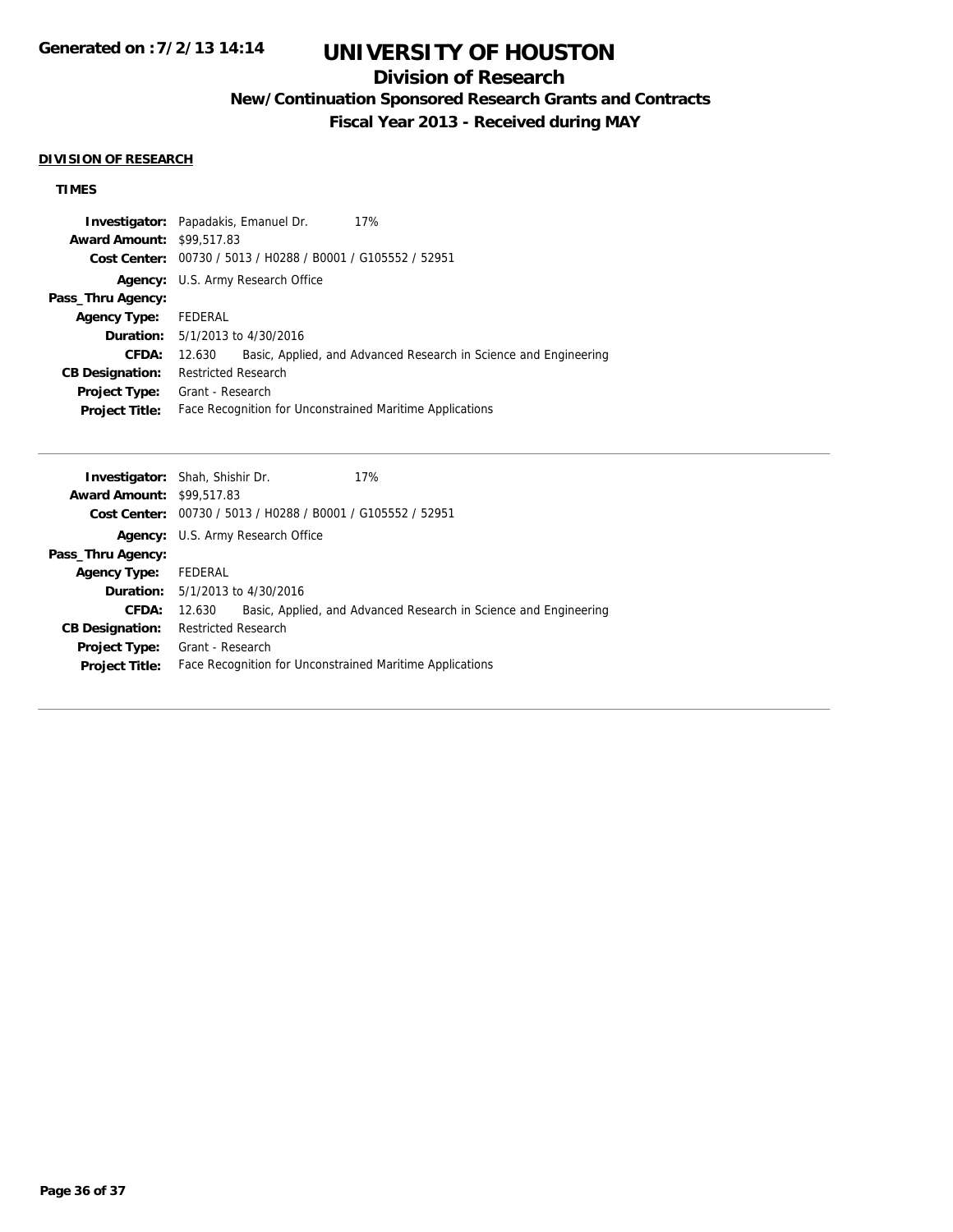# UNIVERSITY OF HOUSTON

## Division of Research

### New/Continuation Sponsored Research Grants and Contracts

### Fiscal Year 2013 - Received during MAY

**DIVISION OF RESEARCH**

**TIMES**

| | | |
|---|---|---|
| **Investigator:** | Papadakis, Emanuel Dr. | 17% |
| **Award Amount:** | $99,517.83 | |
| **Cost Center:** | 00730 / 5013 / H0288 / B0001 / G105552 / 52951 | |
| **Agency:** | U.S. Army Research Office | |
| **Pass_Thru Agency:** | | |
| **Agency Type:** | FEDERAL | |
| **Duration:** | 5/1/2013 to 4/30/2016 | |
| **CFDA:** | 12.630 Basic, Applied, and Advanced Research in Science and Engineering | |
| **CB Designation:** | Restricted Research | |
| **Project Type:** | Grant - Research | |
| **Project Title:** | Face Recognition for Unconstrained Maritime Applications | |

| | | |
|---|---|---|
| **Investigator:** | Shah, Shishir Dr. | 17% |
| **Award Amount:** | $99,517.83 | |
| **Cost Center:** | 00730 / 5013 / H0288 / B0001 / G105552 / 52951 | |
| **Agency:** | U.S. Army Research Office | |
| **Pass_Thru Agency:** | | |
| **Agency Type:** | FEDERAL | |
| **Duration:** | 5/1/2013 to 4/30/2016 | |
| **CFDA:** | 12.630 Basic, Applied, and Advanced Research in Science and Engineering | |
| **CB Designation:** | Restricted Research | |
| **Project Type:** | Grant - Research | |
| **Project Title:** | Face Recognition for Unconstrained Maritime Applications | |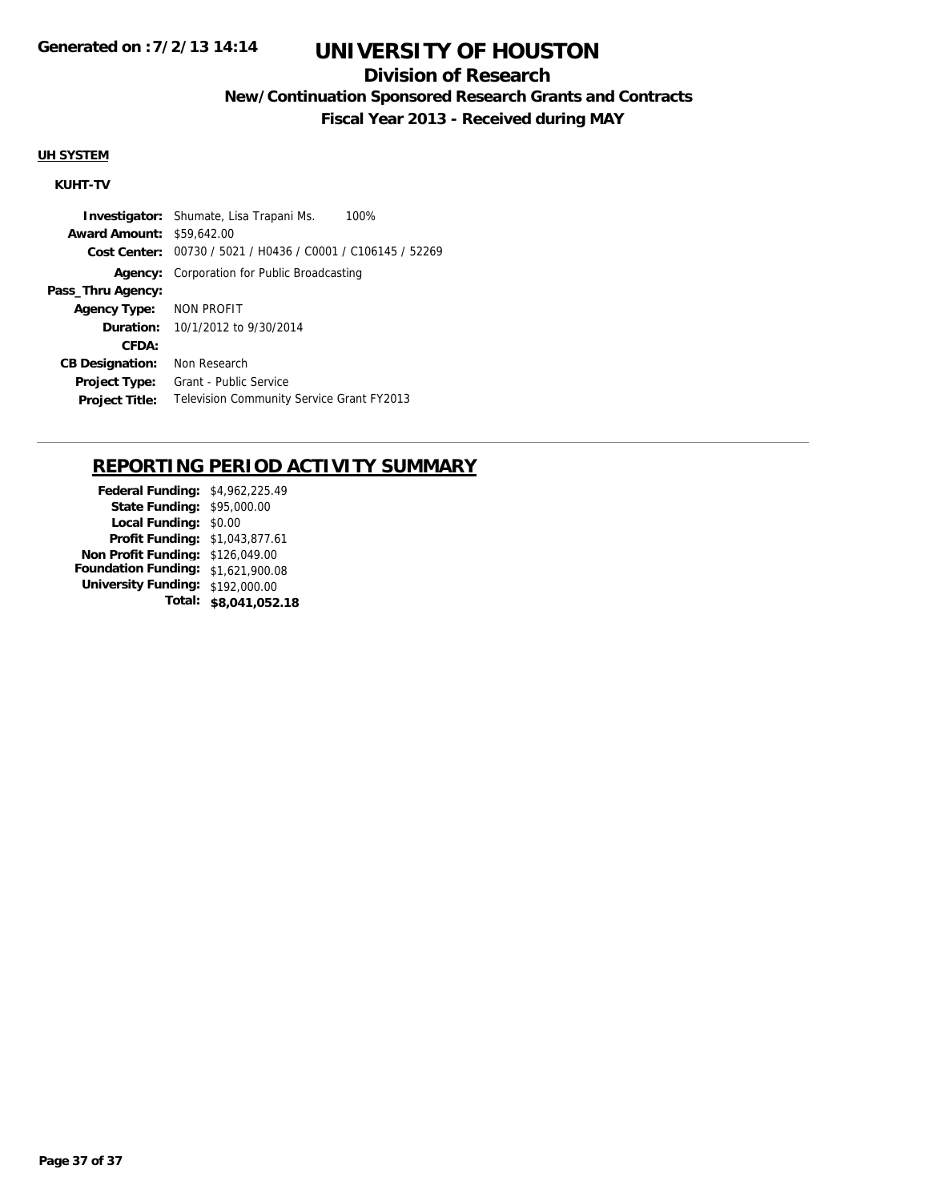# UNIVERSITY OF HOUSTON

## Division of Research

### New/Continuation Sponsored Research Grants and Contracts

### Fiscal Year 2013 - Received during MAY

Generated on : 7/2/13 14:14

**UH SYSTEM**

**KUHT-TV**

| | |
|---|---|
| **Investigator:** | Shumate, Lisa Trapani Ms. 100% |
| **Award Amount:** | $59,642.00 |
| **Cost Center:** | 00730 / 5021 / H0436 / C0001 / C106145 / 52269 |
| **Agency:** | Corporation for Public Broadcasting |
| **Pass_Thru Agency:** | |
| **Agency Type:** | NON PROFIT |
| **Duration:** | 10/1/2012 to 9/30/2014 |
| **CFDA:** | |
| **CB Designation:** | Non Research |
| **Project Type:** | Grant - Public Service |
| **Project Title:** | Television Community Service Grant FY2013 |

## REPORTING PERIOD ACTIVITY SUMMARY

| | |
|---|---|
| **Federal Funding:** | $4,962,225.49 |
| **State Funding:** | $95,000.00 |
| **Local Funding:** | $0.00 |
| **Profit Funding:** | $1,043,877.61 |
| **Non Profit Funding:** | $126,049.00 |
| **Foundation Funding:** | $1,621,900.08 |
| **University Funding:** | $192,000.00 |
| **Total:** | **$8,041,052.18** |